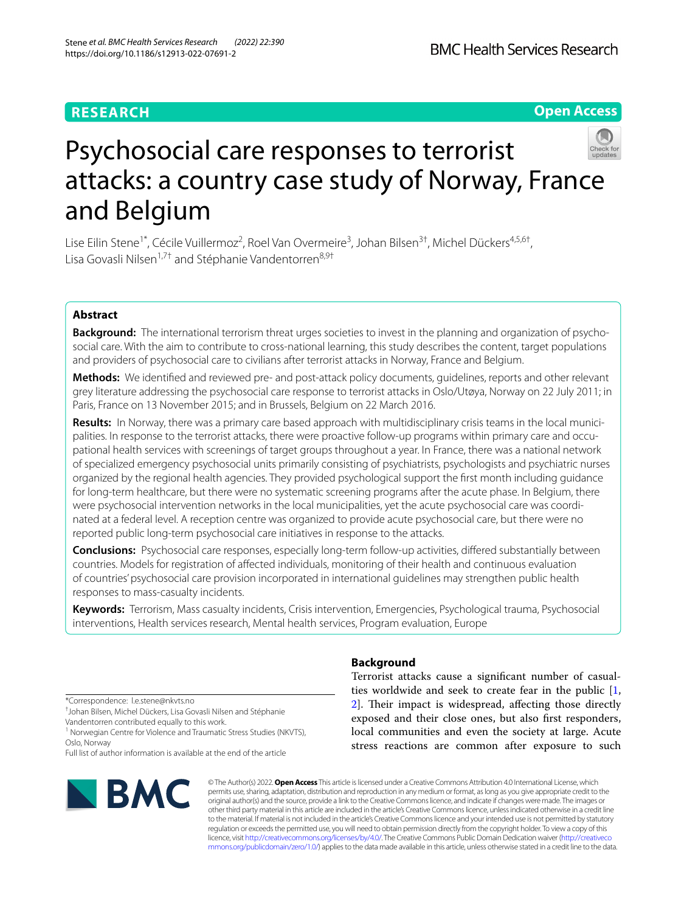RESEARCH

Open Access

# Psychosocial care responses to terrorist attacks: a country case study of Norway, France and Belgium

Lise Eilin Stene[1*], Cécile Vuillermoz[2], Roel Van Overmeire[3], Johan Bilsen[3†], Michel Dückers[4,5,6†], Lisa Govasli Nilsen[1,7†] and Stéphanie Vandentorren[8,9†]

## Abstract

**Background:** The international terrorism threat urges societies to invest in the planning and organization of psychosocial care. With the aim to contribute to cross-national learning, this study describes the content, target populations and providers of psychosocial care to civilians after terrorist attacks in Norway, France and Belgium.

**Methods:** We identified and reviewed pre- and post-attack policy documents, guidelines, reports and other relevant grey literature addressing the psychosocial care response to terrorist attacks in Oslo/Utøya, Norway on 22 July 2011; in Paris, France on 13 November 2015; and in Brussels, Belgium on 22 March 2016.

**Results:** In Norway, there was a primary care based approach with multidisciplinary crisis teams in the local municipalities. In response to the terrorist attacks, there were proactive follow-up programs within primary care and occupational health services with screenings of target groups throughout a year. In France, there was a national network of specialized emergency psychosocial units primarily consisting of psychiatrists, psychologists and psychiatric nurses organized by the regional health agencies. They provided psychological support the first month including guidance for long-term healthcare, but there were no systematic screening programs after the acute phase. In Belgium, there were psychosocial intervention networks in the local municipalities, yet the acute psychosocial care was coordinated at a federal level. A reception centre was organized to provide acute psychosocial care, but there were no reported public long-term psychosocial care initiatives in response to the attacks.

**Conclusions:** Psychosocial care responses, especially long-term follow-up activities, differed substantially between countries. Models for registration of affected individuals, monitoring of their health and continuous evaluation of countries' psychosocial care provision incorporated in international guidelines may strengthen public health responses to mass-casualty incidents.

**Keywords:** Terrorism, Mass casualty incidents, Crisis intervention, Emergencies, Psychological trauma, Psychosocial interventions, Health services research, Mental health services, Program evaluation, Europe

*Correspondence: l.e.stene@nkvts.no

†Johan Bilsen, Michel Dückers, Lisa Govasli Nilsen and Stéphanie Vandentorren contributed equally to this work.

[1] Norwegian Centre for Violence and Traumatic Stress Studies (NKVTS), Oslo, Norway

Full list of author information is available at the end of the article

## Background

Terrorist attacks cause a significant number of casualties worldwide and seek to create fear in the public [1, 2]. Their impact is widespread, affecting those directly exposed and their close ones, but also first responders, local communities and even the society at large. Acute stress reactions are common after exposure to such

© The Author(s) 2022. **Open Access** This article is licensed under a Creative Commons Attribution 4.0 International License, which permits use, sharing, adaptation, distribution and reproduction in any medium or format, as long as you give appropriate credit to the original author(s) and the source, provide a link to the Creative Commons licence, and indicate if changes were made. The images or other third party material in this article are included in the article's Creative Commons licence, unless indicated otherwise in a credit line to the material. If material is not included in the article's Creative Commons licence and your intended use is not permitted by statutory regulation or exceeds the permitted use, you will need to obtain permission directly from the copyright holder. To view a copy of this licence, visit http://creativecommons.org/licenses/by/4.0/. The Creative Commons Public Domain Dedication waiver (http://creativecommons.org/publicdomain/zero/1.0/) applies to the data made available in this article, unless otherwise stated in a credit line to the data.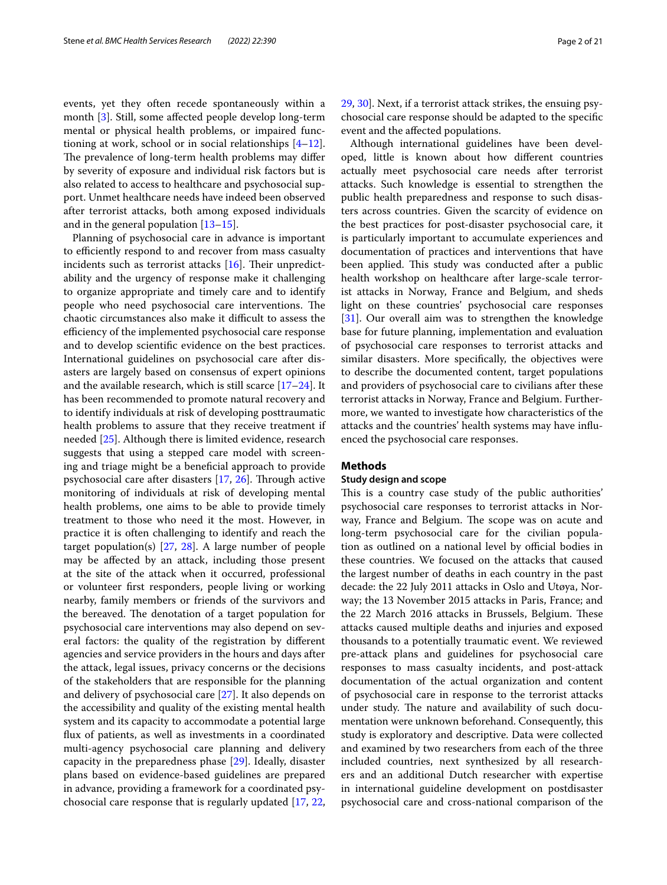events, yet they often recede spontaneously within a month [3]. Still, some affected people develop long-term mental or physical health problems, or impaired functioning at work, school or in social relationships [4–12]. The prevalence of long-term health problems may differ by severity of exposure and individual risk factors but is also related to access to healthcare and psychosocial support. Unmet healthcare needs have indeed been observed after terrorist attacks, both among exposed individuals and in the general population [13–15].

Planning of psychosocial care in advance is important to efficiently respond to and recover from mass casualty incidents such as terrorist attacks [16]. Their unpredictability and the urgency of response make it challenging to organize appropriate and timely care and to identify people who need psychosocial care interventions. The chaotic circumstances also make it difficult to assess the efficiency of the implemented psychosocial care response and to develop scientific evidence on the best practices. International guidelines on psychosocial care after disasters are largely based on consensus of expert opinions and the available research, which is still scarce [17–24]. It has been recommended to promote natural recovery and to identify individuals at risk of developing posttraumatic health problems to assure that they receive treatment if needed [25]. Although there is limited evidence, research suggests that using a stepped care model with screening and triage might be a beneficial approach to provide psychosocial care after disasters [17, 26]. Through active monitoring of individuals at risk of developing mental health problems, one aims to be able to provide timely treatment to those who need it the most. However, in practice it is often challenging to identify and reach the target population(s) [27, 28]. A large number of people may be affected by an attack, including those present at the site of the attack when it occurred, professional or volunteer first responders, people living or working nearby, family members or friends of the survivors and the bereaved. The denotation of a target population for psychosocial care interventions may also depend on several factors: the quality of the registration by different agencies and service providers in the hours and days after the attack, legal issues, privacy concerns or the decisions of the stakeholders that are responsible for the planning and delivery of psychosocial care [27]. It also depends on the accessibility and quality of the existing mental health system and its capacity to accommodate a potential large flux of patients, as well as investments in a coordinated multi-agency psychosocial care planning and delivery capacity in the preparedness phase [29]. Ideally, disaster plans based on evidence-based guidelines are prepared in advance, providing a framework for a coordinated psychosocial care response that is regularly updated [17, 22, 29, 30]. Next, if a terrorist attack strikes, the ensuing psychosocial care response should be adapted to the specific event and the affected populations.

Although international guidelines have been developed, little is known about how different countries actually meet psychosocial care needs after terrorist attacks. Such knowledge is essential to strengthen the public health preparedness and response to such disasters across countries. Given the scarcity of evidence on the best practices for post-disaster psychosocial care, it is particularly important to accumulate experiences and documentation of practices and interventions that have been applied. This study was conducted after a public health workshop on healthcare after large-scale terrorist attacks in Norway, France and Belgium, and sheds light on these countries' psychosocial care responses [31]. Our overall aim was to strengthen the knowledge base for future planning, implementation and evaluation of psychosocial care responses to terrorist attacks and similar disasters. More specifically, the objectives were to describe the documented content, target populations and providers of psychosocial care to civilians after these terrorist attacks in Norway, France and Belgium. Furthermore, we wanted to investigate how characteristics of the attacks and the countries' health systems may have influenced the psychosocial care responses.

## Methods

### Study design and scope

This is a country case study of the public authorities' psychosocial care responses to terrorist attacks in Norway, France and Belgium. The scope was on acute and long-term psychosocial care for the civilian population as outlined on a national level by official bodies in these countries. We focused on the attacks that caused the largest number of deaths in each country in the past decade: the 22 July 2011 attacks in Oslo and Utøya, Norway; the 13 November 2015 attacks in Paris, France; and the 22 March 2016 attacks in Brussels, Belgium. These attacks caused multiple deaths and injuries and exposed thousands to a potentially traumatic event. We reviewed pre-attack plans and guidelines for psychosocial care responses to mass casualty incidents, and post-attack documentation of the actual organization and content of psychosocial care in response to the terrorist attacks under study. The nature and availability of such documentation were unknown beforehand. Consequently, this study is exploratory and descriptive. Data were collected and examined by two researchers from each of the three included countries, next synthesized by all researchers and an additional Dutch researcher with expertise in international guideline development on postdisaster psychosocial care and cross-national comparison of the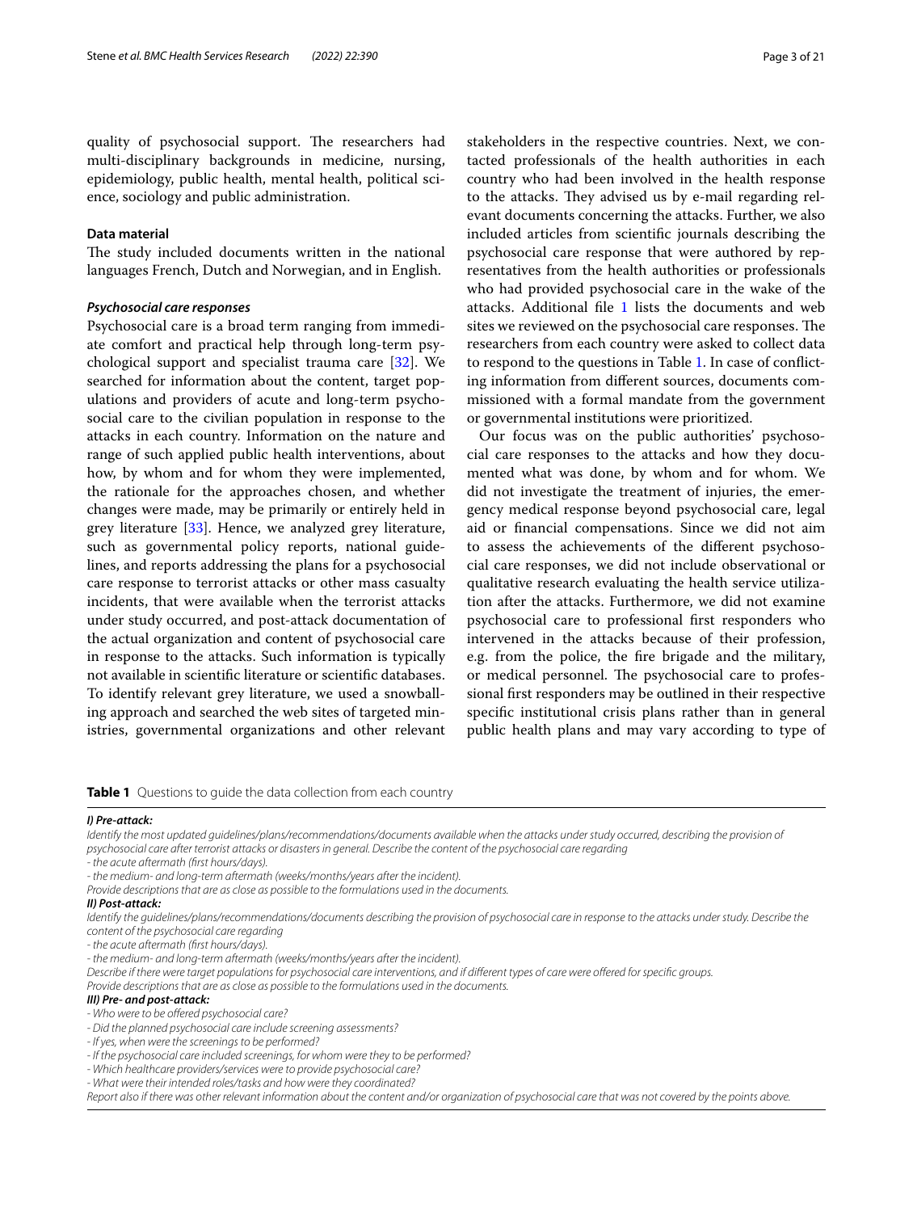quality of psychosocial support. The researchers had multi-disciplinary backgrounds in medicine, nursing, epidemiology, public health, mental health, political science, sociology and public administration.

### Data material

The study included documents written in the national languages French, Dutch and Norwegian, and in English.

#### *Psychosocial care responses*

Psychosocial care is a broad term ranging from immediate comfort and practical help through long-term psychological support and specialist trauma care [32]. We searched for information about the content, target populations and providers of acute and long-term psychosocial care to the civilian population in response to the attacks in each country. Information on the nature and range of such applied public health interventions, about how, by whom and for whom they were implemented, the rationale for the approaches chosen, and whether changes were made, may be primarily or entirely held in grey literature [33]. Hence, we analyzed grey literature, such as governmental policy reports, national guidelines, and reports addressing the plans for a psychosocial care response to terrorist attacks or other mass casualty incidents, that were available when the terrorist attacks under study occurred, and post-attack documentation of the actual organization and content of psychosocial care in response to the attacks. Such information is typically not available in scientific literature or scientific databases. To identify relevant grey literature, we used a snowballing approach and searched the web sites of targeted ministries, governmental organizations and other relevant stakeholders in the respective countries. Next, we contacted professionals of the health authorities in each country who had been involved in the health response to the attacks. They advised us by e-mail regarding relevant documents concerning the attacks. Further, we also included articles from scientific journals describing the psychosocial care response that were authored by representatives from the health authorities or professionals who had provided psychosocial care in the wake of the attacks. Additional file 1 lists the documents and web sites we reviewed on the psychosocial care responses. The researchers from each country were asked to collect data to respond to the questions in Table 1. In case of conflicting information from different sources, documents commissioned with a formal mandate from the government or governmental institutions were prioritized.

Our focus was on the public authorities' psychosocial care responses to the attacks and how they documented what was done, by whom and for whom. We did not investigate the treatment of injuries, the emergency medical response beyond psychosocial care, legal aid or financial compensations. Since we did not aim to assess the achievements of the different psychosocial care responses, we did not include observational or qualitative research evaluating the health service utilization after the attacks. Furthermore, we did not examine psychosocial care to professional first responders who intervened in the attacks because of their profession, e.g. from the police, the fire brigade and the military, or medical personnel. The psychosocial care to professional first responders may be outlined in their respective specific institutional crisis plans rather than in general public health plans and may vary according to type of

**Table 1** Questions to guide the data collection from each country

***I) Pre-attack:***

*Identify the most updated guidelines/plans/recommendations/documents available when the attacks under study occurred, describing the provision of psychosocial care after terrorist attacks or disasters in general. Describe the content of the psychosocial care regarding*

*- the acute aftermath (first hours/days).*

*- the medium- and long-term aftermath (weeks/months/years after the incident).*

*Provide descriptions that are as close as possible to the formulations used in the documents.*

***II) Post-attack:***

*Identify the guidelines/plans/recommendations/documents describing the provision of psychosocial care in response to the attacks under study. Describe the content of the psychosocial care regarding*

*- the acute aftermath (first hours/days).*

*- the medium- and long-term aftermath (weeks/months/years after the incident).*

*Describe if there were target populations for psychosocial care interventions, and if different types of care were offered for specific groups.*

*Provide descriptions that are as close as possible to the formulations used in the documents.*

***III) Pre- and post-attack:***

*- Who were to be offered psychosocial care?*

*- Did the planned psychosocial care include screening assessments?*

*- If yes, when were the screenings to be performed?*

*- If the psychosocial care included screenings, for whom were they to be performed?*

*- Which healthcare providers/services were to provide psychosocial care?*

*- What were their intended roles/tasks and how were they coordinated?*

*Report also if there was other relevant information about the content and/or organization of psychosocial care that was not covered by the points above.*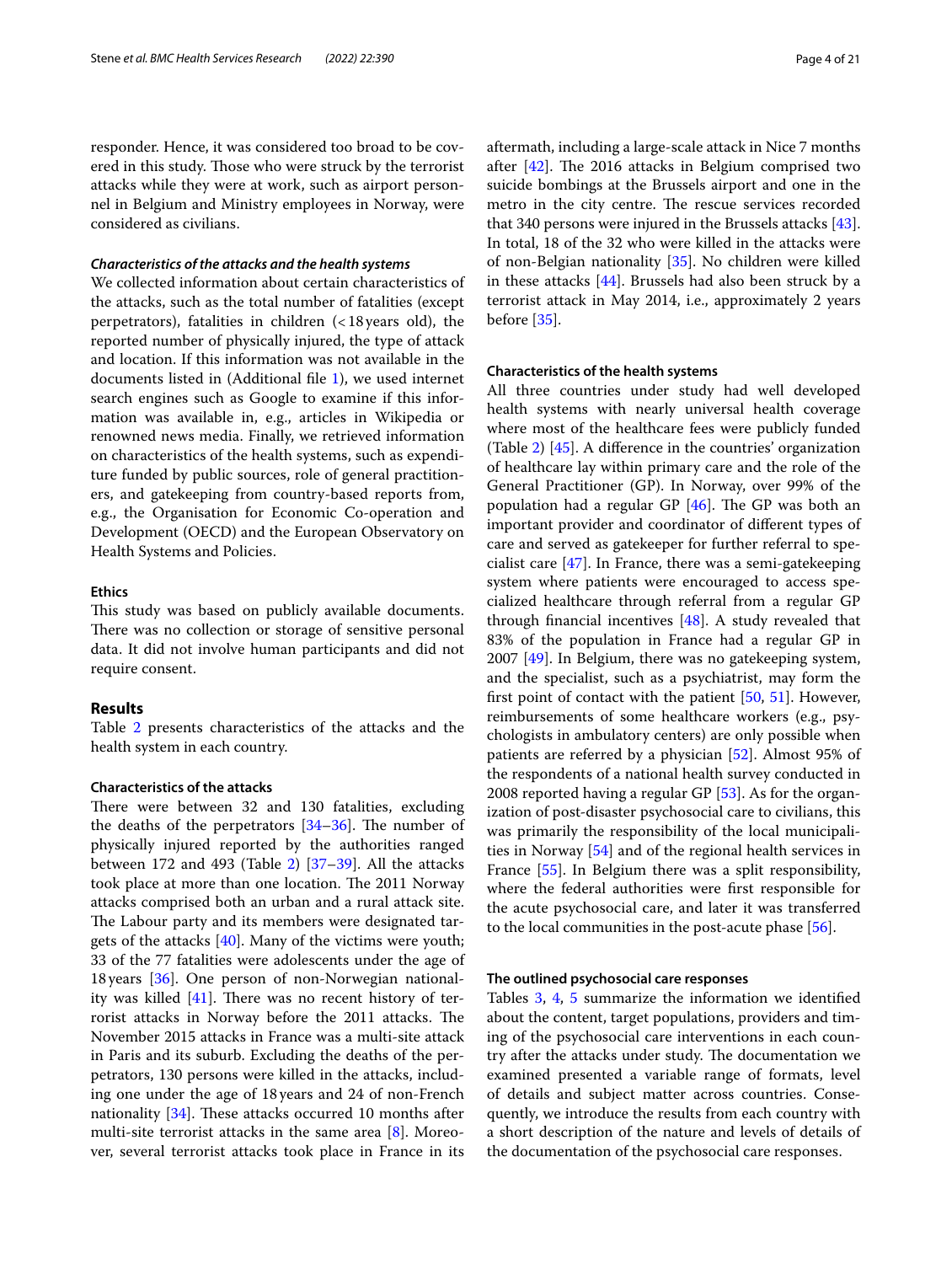responder. Hence, it was considered too broad to be covered in this study. Those who were struck by the terrorist attacks while they were at work, such as airport personnel in Belgium and Ministry employees in Norway, were considered as civilians.

### *Characteristics of the attacks and the health systems*

We collected information about certain characteristics of the attacks, such as the total number of fatalities (except perpetrators), fatalities in children (<18 years old), the reported number of physically injured, the type of attack and location. If this information was not available in the documents listed in (Additional file 1), we used internet search engines such as Google to examine if this information was available in, e.g., articles in Wikipedia or renowned news media. Finally, we retrieved information on characteristics of the health systems, such as expenditure funded by public sources, role of general practitioners, and gatekeeping from country-based reports from, e.g., the Organisation for Economic Co-operation and Development (OECD) and the European Observatory on Health Systems and Policies.

### Ethics

This study was based on publicly available documents. There was no collection or storage of sensitive personal data. It did not involve human participants and did not require consent.

## Results

Table 2 presents characteristics of the attacks and the health system in each country.

### Characteristics of the attacks

There were between 32 and 130 fatalities, excluding the deaths of the perpetrators [34–36]. The number of physically injured reported by the authorities ranged between 172 and 493 (Table 2) [37–39]. All the attacks took place at more than one location. The 2011 Norway attacks comprised both an urban and a rural attack site. The Labour party and its members were designated targets of the attacks [40]. Many of the victims were youth; 33 of the 77 fatalities were adolescents under the age of 18 years [36]. One person of non-Norwegian nationality was killed [41]. There was no recent history of terrorist attacks in Norway before the 2011 attacks. The November 2015 attacks in France was a multi-site attack in Paris and its suburb. Excluding the deaths of the perpetrators, 130 persons were killed in the attacks, including one under the age of 18 years and 24 of non-French nationality [34]. These attacks occurred 10 months after multi-site terrorist attacks in the same area [8]. Moreover, several terrorist attacks took place in France in its aftermath, including a large-scale attack in Nice 7 months after [42]. The 2016 attacks in Belgium comprised two suicide bombings at the Brussels airport and one in the metro in the city centre. The rescue services recorded that 340 persons were injured in the Brussels attacks [43]. In total, 18 of the 32 who were killed in the attacks were of non-Belgian nationality [35]. No children were killed in these attacks [44]. Brussels had also been struck by a terrorist attack in May 2014, i.e., approximately 2 years before [35].

### Characteristics of the health systems

All three countries under study had well developed health systems with nearly universal health coverage where most of the healthcare fees were publicly funded (Table 2) [45]. A difference in the countries' organization of healthcare lay within primary care and the role of the General Practitioner (GP). In Norway, over 99% of the population had a regular GP [46]. The GP was both an important provider and coordinator of different types of care and served as gatekeeper for further referral to specialist care [47]. In France, there was a semi-gatekeeping system where patients were encouraged to access specialized healthcare through referral from a regular GP through financial incentives [48]. A study revealed that 83% of the population in France had a regular GP in 2007 [49]. In Belgium, there was no gatekeeping system, and the specialist, such as a psychiatrist, may form the first point of contact with the patient [50, 51]. However, reimbursements of some healthcare workers (e.g., psychologists in ambulatory centers) are only possible when patients are referred by a physician [52]. Almost 95% of the respondents of a national health survey conducted in 2008 reported having a regular GP [53]. As for the organization of post-disaster psychosocial care to civilians, this was primarily the responsibility of the local municipalities in Norway [54] and of the regional health services in France [55]. In Belgium there was a split responsibility, where the federal authorities were first responsible for the acute psychosocial care, and later it was transferred to the local communities in the post-acute phase [56].

### The outlined psychosocial care responses

Tables 3, 4, 5 summarize the information we identified about the content, target populations, providers and timing of the psychosocial care interventions in each country after the attacks under study. The documentation we examined presented a variable range of formats, level of details and subject matter across countries. Consequently, we introduce the results from each country with a short description of the nature and levels of details of the documentation of the psychosocial care responses.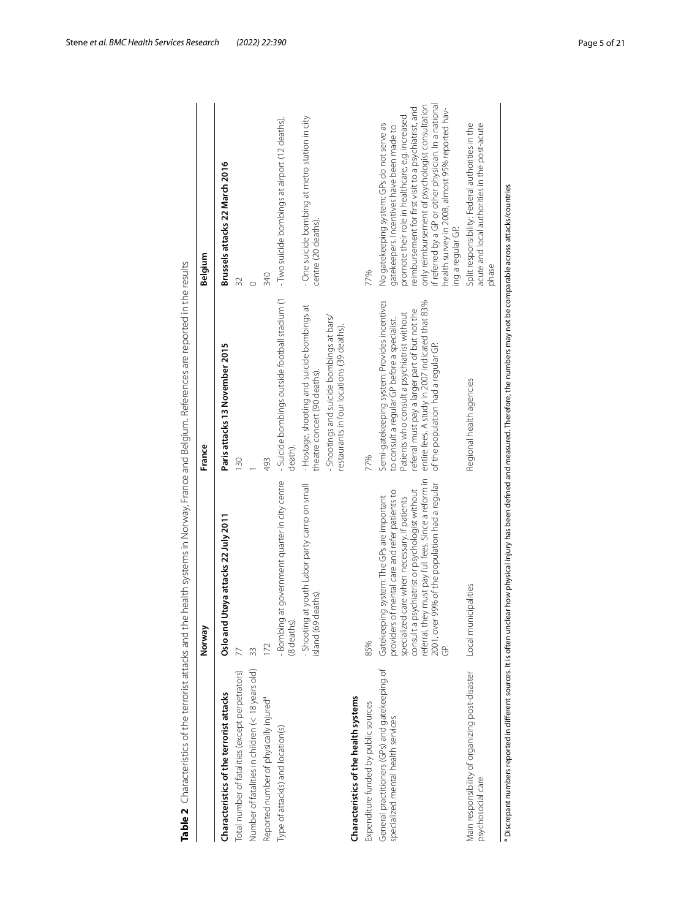**Table 2** Characteristics of the terrorist attacks and the health systems in Norway, France and Belgium. References are reported in the results

| | Norway | France | Belgium |
|---|---|---|---|
| **Characteristics of the terrorist attacks** | **Oslo and Utøya attacks 22 July 2011** | **Paris attacks 13 November 2015** | **Brussels attacks 22 March 2016** |
| Total number of fatalities (except perpetrators) | 77 | 130 | 32 |
| Number of fatalities in children (< 18 years old) | 33 | 1 | 0 |
| Reported number of physically injured[a] | 172 | 493 | 340 |
| Type of attack(s) and location(s) | - Bombing at government quarter in city centre (8 deaths).<br>- Shooting at youth Labor party camp on small island (69 deaths). | - Suicide bombings outside football stadium (1 death).<br>- Hostage, shooting and suicide bombings at theatre concert (90 deaths).<br>- Shootings and suicide bombings at bars/restaurants in four locations (39 deaths). | - Two suicide bombings at airport (12 deaths).<br>- One suicide bombing at metro station in city centre (20 deaths). |
| **Characteristics of the health systems** | | | |
| Expenditure funded by public sources | 85% | 77% | 77% |
| General practitioners (GPs) and gatekeeping of specialized mental health services | Gatekeeping system: The GPs are important providers of mental care and refer patients to specialized care when necessary. If patients consult a psychiatrist or psychologist without referral, they must pay full fees. Since a reform in 2001, over 99% of the population had a regular GP. | Semi-gatekeeping system: Provides incentives to consult a regular GP before a specialist. Patients who consult a psychiatrist without referral must pay a larger part of but not the entire fees. A study in 2007 indicated that 83% of the population had a regular GP. | No gatekeeping system: GPs do not serve as gatekeepers. Incentives have been made to promote their role in healthcare, e.g. increased reimbursement for first visit to a psychiatrist, and only reimbursement of psychologist consultation if referred by a GP or other physician. In a national health survey in 2008, almost 95% reported having a regular GP. |
| Main responsibility of organizing post-disaster psychosocial care | Local municipalities | Regional health agencies | Split responsibility: Federal authorities in the acute and local authorities in the post-acute phase |

[a] Discrepant numbers reported in different sources. It is often unclear how physical injury has been defined and measured. Therefore, the numbers may not be comparable across attacks/countries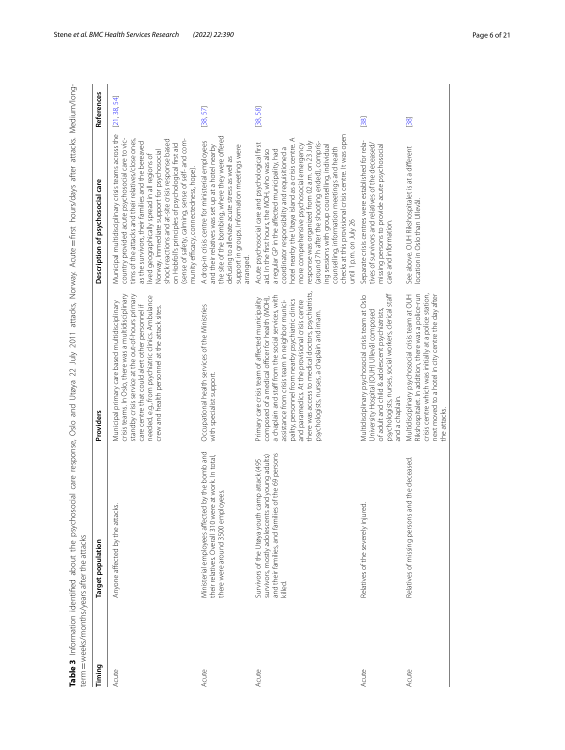**Table 3** Information identified about the psychosocial care response, Oslo and Utøya 22 July 2011 attacks, Norway. Acute = first hours/days after attacks. Medium/long-term = weeks/months/years after the attacks

| Timing | Target population | Providers | Description of psychosocial care | References |
|---|---|---|---|---|
| Acute | Anyone affected by the attacks. | Municipal primary care based multidisciplinary crisis teams. In Oslo, there was a multidisciplinary standby crisis service at the out-of-hours primary care centre that could alert other personnel if needed, e.g., from psychiatric clinics. Ambulance crew and health personnel at the attack sites. | Municipal multidisciplinary crisis teams across the country provided acute psychosocial care to victims of the attacks and their relatives/close ones, as the survivors, their families and the bereaved lived geographically spread in all regions of Norway. Immediate support for psychosocial shock reactions and at-site crisis response based on Hobfoll's principles of psychological first aid (sense of safety, calming, sense of self- and community efficacy, connectedness, hope). | [21, 38, 54] |
| Acute | Ministerial employees affected by the bomb and their relatives. Overall 310 were at work. In total, there were around 3500 employees. | Occupational health services of the Ministries with specialist support. | A drop-in crisis centre for ministerial employees and their relatives was set up at a hotel nearby the site of the bombing, where they were offered defusing to alleviate acute stress as well as support in groups. Information meetings were arranged. | [38, 57] |
| Acute | Survivors of the Utøya youth camp attack (495 survivors, mostly adolescents and young adults) and their families, and families of the 69 persons killed. | Primary care crisis team of affected municipality composed of a medical officer for health (MOH), a chaplain and staff from the social services, with assistance from crisis team in neighbor municipality, personnel from nearby psychiatric clinics and paramedics. At the provisional crisis centre there was access to medical doctors, psychiatrists, psychologists, nurses, a chaplain and imam. | Acute psychosocial care and psychological first aid. In the first hours, the MOH, who was also a regular GP in the affected municipality, had coordinator responsibility and requisitioned a hotel nearby the Utøya island as a crisis centre. A more comprehensive psychosocial emergency response was organized from 02 a.m. on 23 July (around 7 h after the shooting ended), comprising sessions with group counselling, individual counselling, information meetings and health checks at this provisional crisis centre. It was open until 1 p.m. on July 26 | [38, 58] |
| Acute | Relatives of the severely injured. | Multidisciplinary psychosocial crisis team at Oslo University Hospital (OUH) Ullevål composed of adult and child & adolescent psychiatrists, psychologists, nurses, social workers, clerical staff and a chaplain. | Separate crisis centres were established for relatives of survivors and relatives of the deceased/missing persons to provide acute psychosocial care and information. | [38] |
| Acute | Relatives of missing persons and the deceased. | Multidisciplinary psychosocial crisis team at OUH Rikshospitalet. In addition, there was a police-run crisis centre which was initially at a police station, next moved to a hotel in city centre the day after the attacks. | See above. OUH Rikshospitalet is at a different location in Oslo than Ullevål. | [38] |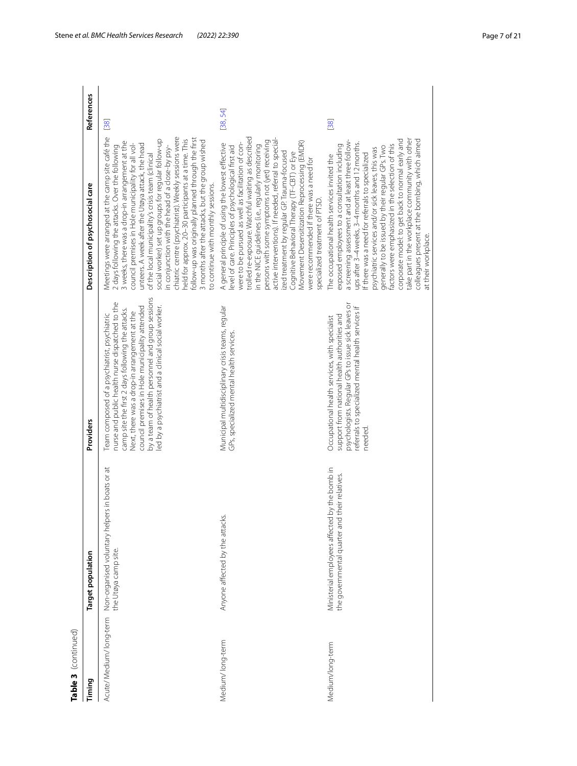**Table 3** (continued)

| Timing | Target population | Providers | Description of psychosocial care | References |
|---|---|---|---|---|
| Acute/ Medium/ long-term | Non-organised voluntary helpers in boats or at the Utøya camp site. | Team composed of a psychiatrist, psychiatric nurse and public health nurse dispatched to the camp site the first 2 days following the attacks. Next, there was a drop-in arrangement at the council premises in Hole municipality attended by a team of health personnel and group sessions led by a psychiatrist and a clinical social worker. | Meetings were arranged at the camp site café the 2 days following the attacks. Over the following 3 weeks, there was a drop-in arrangement at the council premises in Hole municipality for all volunteers. A week after the Utøya attack, the head of the local municipality's crisis team (clinical social worker) set up groups for regular follow-up in conjunction with the head of a close-by psychiatric centre (psychiatrist). Weekly sessions were held for approx. 20–30 participants at a time. This follow-up was originally planned through the first 3 months after the attacks, but the group wished to continue with monthly sessions. | [38] |
| Medium/ long-term | Anyone affected by the attacks. | Municipal multidisciplinary crisis teams, regular GPs, specialized mental health services. | A general principle of using the lowest effective level of care. Principles of psychological first aid were to be pursued as well as facilitation of controlled re-exposure. Watchful waiting as described in the NICE guidelines (i.e., regularly monitoring persons with some symptoms not (yet) receiving active interventions). If needed, referral to specialized treatment by regular GP. Trauma-focused Cognitive Behavioral Therapy (TF-CBT) or Eye Movement Desensitization Reprocessing (EMDR) were recommended if there was a need for specialized treatment of PTSD. | [38, 54] |
| Medium/long-term | Ministerial employees affected by the bomb in the governmental quarter and their relatives. | Occupational health services, with specialist support from national health authorities and psychologists. Regular GPs to issue sick leaves or referrals to specialized mental health services if needed. | The occupational health services invited the exposed employees to a consultation including a screening assessment and at least three follow-ups after 3–4 weeks, 3–4 months and 12 months. If there was a need for referrals to specialized psychiatric services and/or sick leaves, this was generally to be issued by their regular GPs. Two factors were emphasized in the selection of this corporate model: to get back to normal early and take part in the workplace community with other colleagues present at the bombing, which aimed at their workplace. | [38] |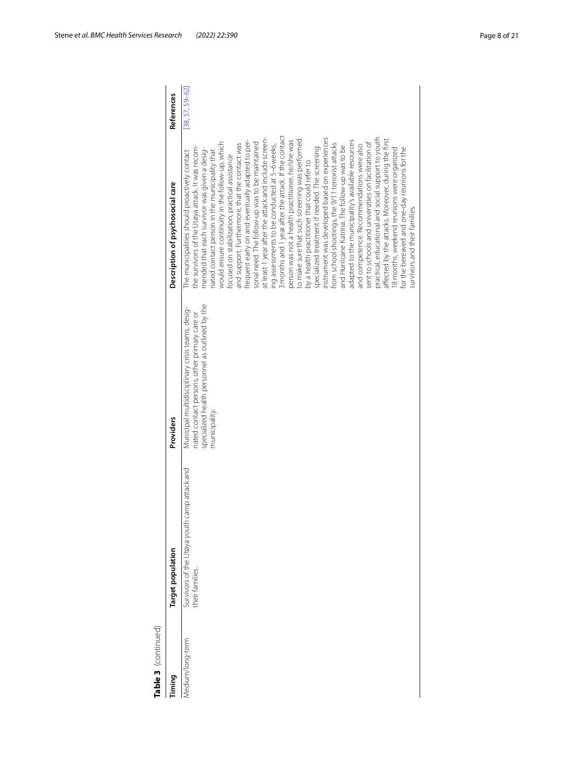**Table 3** (continued)

| Timing | Target population | Providers | Description of psychosocial care | References |
|---|---|---|---|---|
| Medium/long-term | Survivors of the Utøya youth camp attack and their families. | Municipal multidisciplinary crisis teams, designated contact persons, other primary care or specialized health personnel as outlined by the municipality. | The municipalities should proactively contact the survivors of the Utøya attack. It was recommended that each survivor was given a designated contact person in the municipality that would ensure continuity in the follow-up, which focused on stabilization, practical assistance and support. Furthermore, that the contact was frequent early on and eventually adapted to personal need. The follow-up was to be maintained at least 1 year after the attack and include screening assessments to be conducted at 5–6 weeks, 3 months and 1 year after the attack. If the contact person was not a health practitioner, he/she was to make sure that such screening was performed by a health practitioner that could refer to specialized treatment if needed. The screening instrument was developed based on experiences from school shootings, the 9/11 terrorist attacks and Hurricane Katrina. The follow-up was to be adapted to the municipality's available resources and competence. Recommendations were also sent to schools and universities on facilitation of practical, educational and social support to youth affected by the attacks. Moreover, during the first 18 months, weekend reunions were organized for the bereaved and one-day reunions for the survivors and their families. | [38, 57, 59–62] |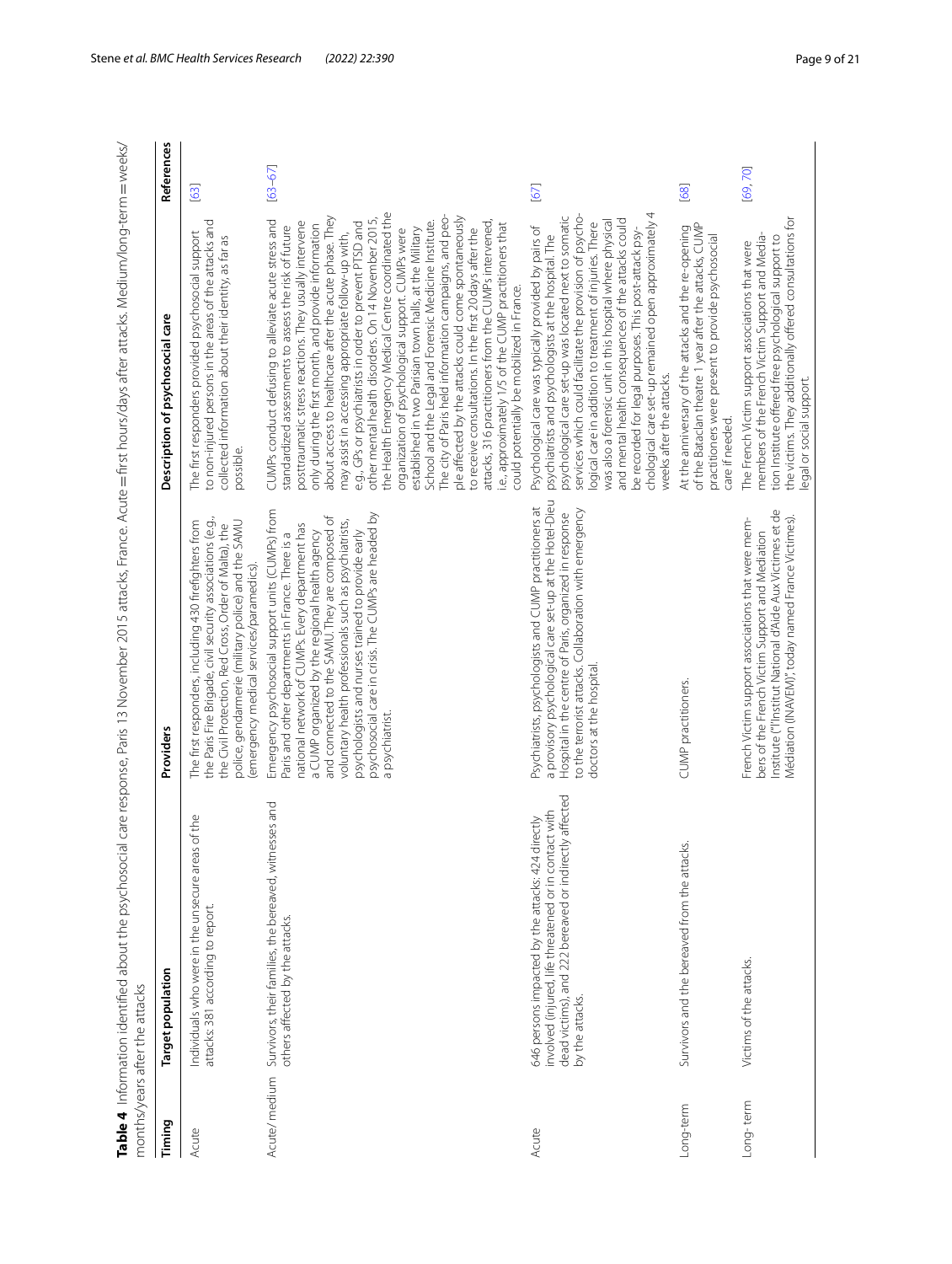**Table 4** Information identified about the psychosocial care response, Paris 13 November 2015 attacks, France. Acute = first hours/days after attacks. Medium/long-term = weeks/months/years after the attacks

| Timing | Target population | Providers | Description of psychosocial care | References |
|---|---|---|---|---|
| Acute | Individuals who were in the unsecure areas of the attacks: 381 according to report. | The first responders, including 430 firefighters from the Paris Fire Brigade, civil security associations (e.g., the Civil Protection, Red Cross, Order of Malta), the police, gendarmerie (military police) and the SAMU (emergency medical services/paramedics). | The first responders provided psychosocial support to non-injured persons in the areas of the attacks and collected information about their identity, as far as possible. | [63] |
| Acute/ medium | Survivors, their families, the bereaved, witnesses and others affected by the attacks. | Emergency psychosocial support units (CUMPs) from Paris and other departments in France. There is a national network of CUMPs. Every department has a CUMP organized by the regional health agency and connected to the SAMU. They are composed of voluntary health professionals such as psychiatrists, psychologists and nurses trained to provide early psychosocial care in crisis. The CUMPs are headed by a psychiatrist. | CUMPs conduct defusing to alleviate acute stress and standardized assessments to assess the risk of future posttraumatic stress reactions. They usually intervene only during the first month, and provide information about access to healthcare after the acute phase. They may assist in accessing appropriate follow-up with, e.g., GPs or psychiatrists in order to prevent PTSD and other mental health disorders. On 14 November 2015, the Health Emergency Medical Centre coordinated the organization of psychological support. CUMPs were established in two Parisian town halls, at the Military School and the Legal and Forensic Medicine Institute. The city of Paris held information campaigns, and people affected by the attacks could come spontaneously to receive consultations. In the first 20 days after the attacks, 316 practitioners from the CUMPs intervened, i.e., approximately 1/5 of the CUMP practitioners that could potentially be mobilized in France. | [63–67] |
| Acute | 646 persons impacted by the attacks: 424 directly involved (injured, life threatened or in contact with dead victims), and 222 bereaved or indirectly affected by the attacks. | Psychiatrists, psychologists and CUMP practitioners at a provisory psychological care set-up at the Hotel-Dieu Hospital in the centre of Paris, organized in response to the terrorist attacks. Collaboration with emergency doctors at the hospital. | Psychological care was typically provided by pairs of psychiatrists and psychologists at the hospital. The psychological care set-up was located next to somatic services which could facilitate the provision of psychological care in addition to treatment of injuries. There was also a forensic unit in this hospital where physical and mental health consequences of the attacks could be recorded for legal purposes. This post-attack psychological care set-up remained open approximately 4 weeks after the attacks. | [67] |
| Long-term | Survivors and the bereaved from the attacks. | CUMP practitioners. | At the anniversary of the attacks and the re-opening of the Bataclan theatre 1 year after the attacks, CUMP practitioners were present to provide psychosocial care if needed. | [68] |
| Long- term | Victims of the attacks. | French Victim support associations that were members of the French Victim Support and Mediation Institute ("l'Institut National d'Aide Aux Victimes et de Médiation (INAVEM)"; today named France Victimes). | The French Victim support associations that were members of the French Victim Support and Mediation Institute offered free psychological support to the victims. They additionally offered consultations for legal or social support. | [69, 70] |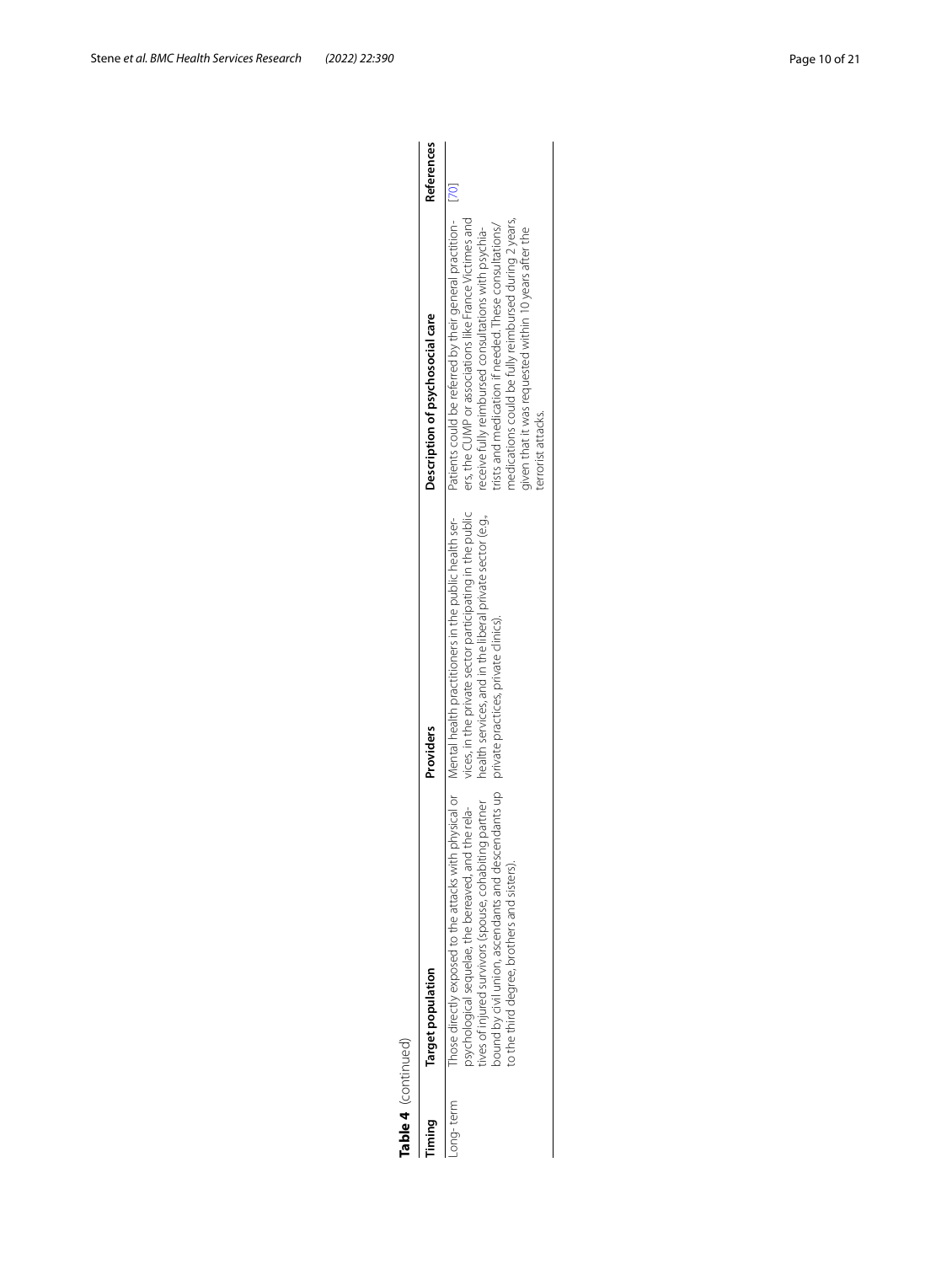**Table 4** (continued)

| Timing | Target population | Providers | Description of psychosocial care | References |
| --- | --- | --- | --- | --- |
| Long-term | Those directly exposed to the attacks with physical or psychological sequelae, the bereaved, and the relatives of injured survivors (spouse, cohabiting partner bound by civil union, ascendants and descendants up to the third degree, brothers and sisters). | Mental health practitioners in the public health services, in the private sector participating in the public health services, and in the liberal private sector (e.g., private practices, private clinics). | Patients could be referred by their general practitioners, the CUMP or associations like France Victimes and receive fully reimbursed consultations with psychiatrists and medication if needed. These consultations/medications could be fully reimbursed during 2 years, given that it was requested within 10 years after the terrorist attacks. | [70] |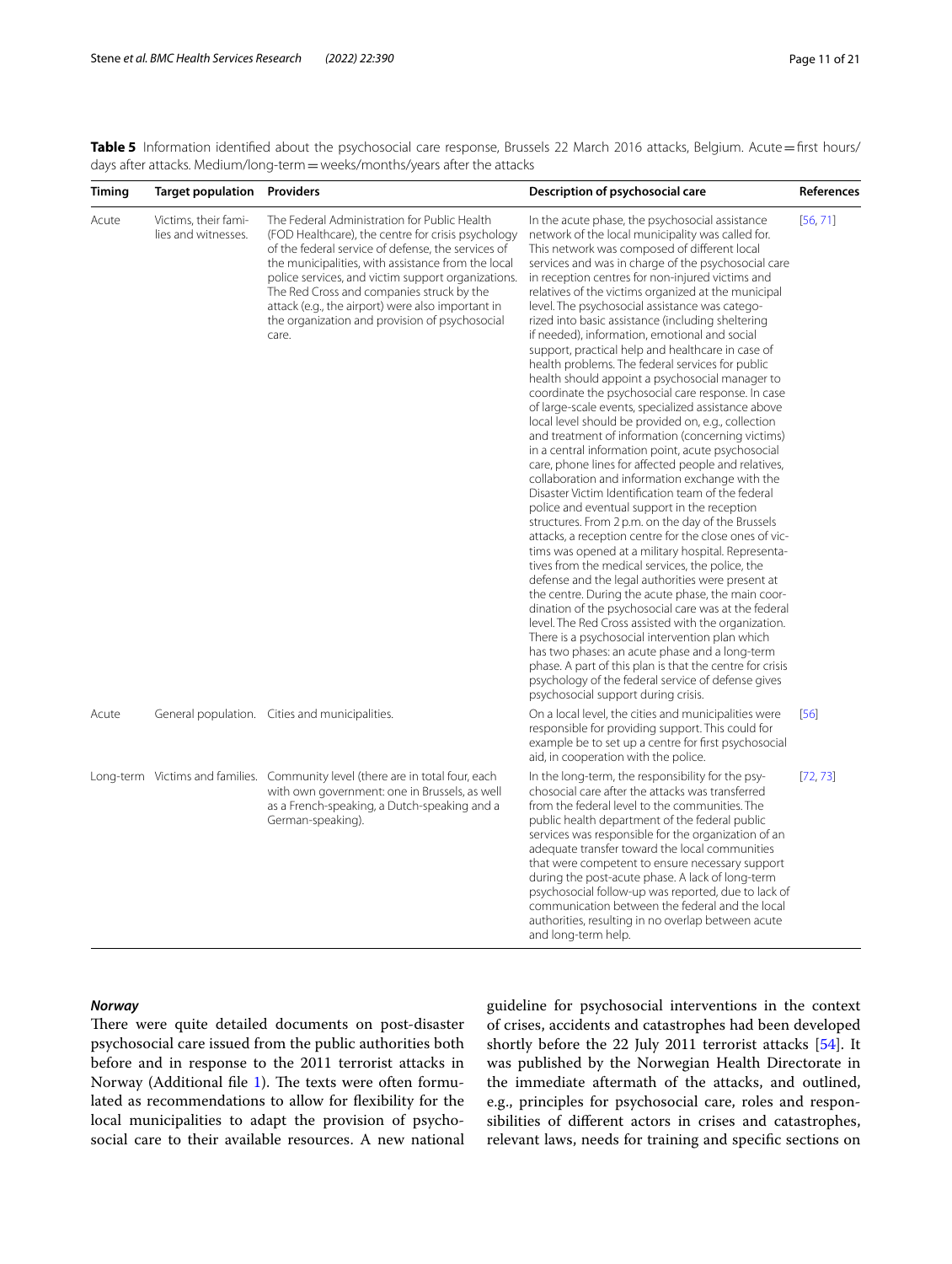**Table 5** Information identified about the psychosocial care response, Brussels 22 March 2016 attacks, Belgium. Acute = first hours/days after attacks. Medium/long-term = weeks/months/years after the attacks

| Timing | Target population | Providers | Description of psychosocial care | References |
|---|---|---|---|---|
| Acute | Victims, their families and witnesses. | The Federal Administration for Public Health (FOD Healthcare), the centre for crisis psychology of the federal service of defense, the services of the municipalities, with assistance from the local police services, and victim support organizations. The Red Cross and companies struck by the attack (e.g., the airport) were also important in the organization and provision of psychosocial care. | In the acute phase, the psychosocial assistance network of the local municipality was called for. This network was composed of different local services and was in charge of the psychosocial care in reception centres for non-injured victims and relatives of the victims organized at the municipal level. The psychosocial assistance was categorized into basic assistance (including sheltering if needed), information, emotional and social support, practical help and healthcare in case of health problems. The federal services for public health should appoint a psychosocial manager to coordinate the psychosocial care response. In case of large-scale events, specialized assistance above local level should be provided on, e.g., collection and treatment of information (concerning victims) in a central information point, acute psychosocial care, phone lines for affected people and relatives, collaboration and information exchange with the Disaster Victim Identification team of the federal police and eventual support in the reception structures. From 2 p.m. on the day of the Brussels attacks, a reception centre for the close ones of victims was opened at a military hospital. Representatives from the medical services, the police, the defense and the legal authorities were present at the centre. During the acute phase, the main coordination of the psychosocial care was at the federal level. The Red Cross assisted with the organization. There is a psychosocial intervention plan which has two phases: an acute phase and a long-term phase. A part of this plan is that the centre for crisis psychology of the federal service of defense gives psychosocial support during crisis. | [56, 71] |
| Acute | General population. | Cities and municipalities. | On a local level, the cities and municipalities were responsible for providing support. This could for example be to set up a centre for first psychosocial aid, in cooperation with the police. | [56] |
| Long-term | Victims and families. | Community level (there are in total four, each with own government: one in Brussels, as well as a French-speaking, a Dutch-speaking and a German-speaking). | In the long-term, the responsibility for the psychosocial care after the attacks was transferred from the federal level to the communities. The public health department of the federal public services was responsible for the organization of an adequate transfer toward the local communities that were competent to ensure necessary support during the post-acute phase. A lack of long-term psychosocial follow-up was reported, due to lack of communication between the federal and the local authorities, resulting in no overlap between acute and long-term help. | [72, 73] |

### *Norway*

There were quite detailed documents on post-disaster psychosocial care issued from the public authorities both before and in response to the 2011 terrorist attacks in Norway (Additional file 1). The texts were often formulated as recommendations to allow for flexibility for the local municipalities to adapt the provision of psychosocial care to their available resources. A new national guideline for psychosocial interventions in the context of crises, accidents and catastrophes had been developed shortly before the 22 July 2011 terrorist attacks [54]. It was published by the Norwegian Health Directorate in the immediate aftermath of the attacks, and outlined, e.g., principles for psychosocial care, roles and responsibilities of different actors in crises and catastrophes, relevant laws, needs for training and specific sections on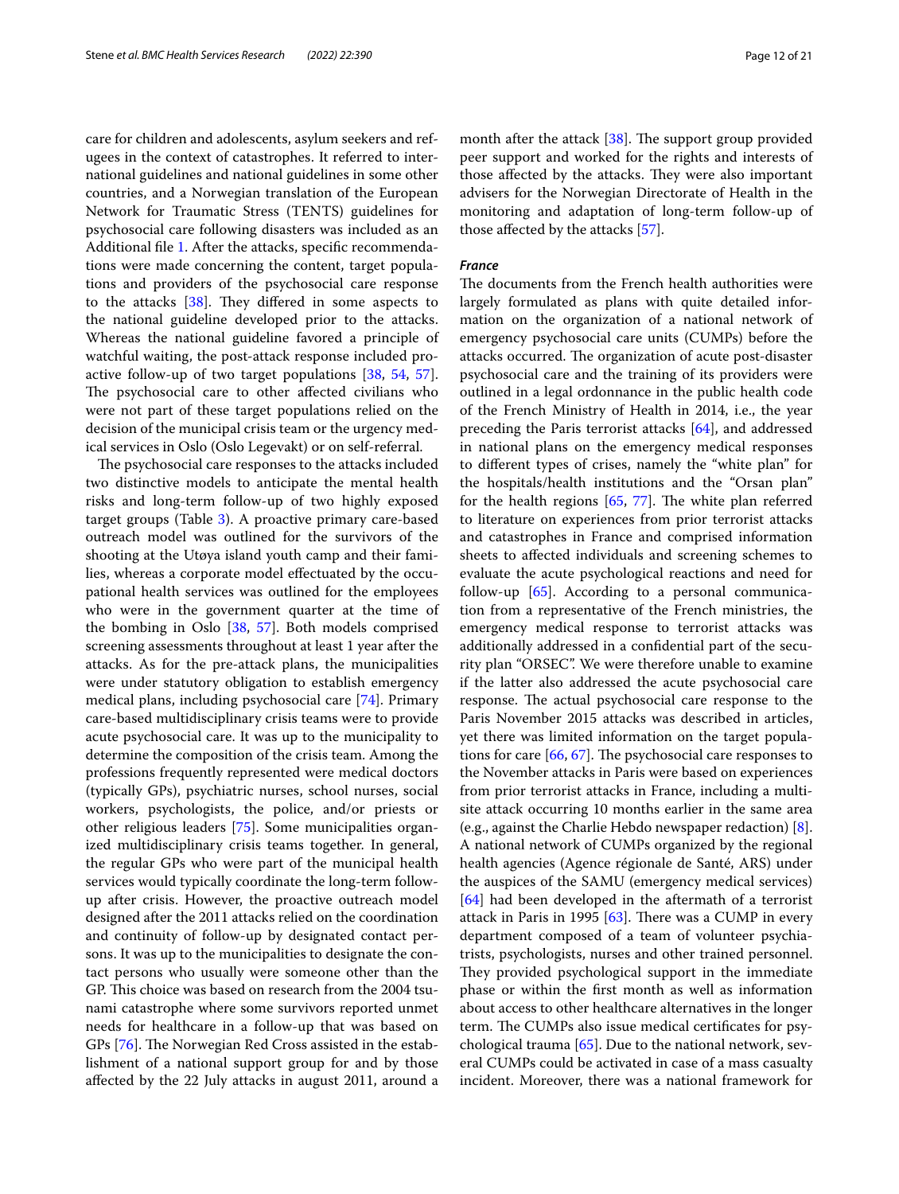care for children and adolescents, asylum seekers and refugees in the context of catastrophes. It referred to international guidelines and national guidelines in some other countries, and a Norwegian translation of the European Network for Traumatic Stress (TENTS) guidelines for psychosocial care following disasters was included as an Additional file 1. After the attacks, specific recommendations were made concerning the content, target populations and providers of the psychosocial care response to the attacks [38]. They differed in some aspects to the national guideline developed prior to the attacks. Whereas the national guideline favored a principle of watchful waiting, the post-attack response included proactive follow-up of two target populations [38, 54, 57]. The psychosocial care to other affected civilians who were not part of these target populations relied on the decision of the municipal crisis team or the urgency medical services in Oslo (Oslo Legevakt) or on self-referral.

The psychosocial care responses to the attacks included two distinctive models to anticipate the mental health risks and long-term follow-up of two highly exposed target groups (Table 3). A proactive primary care-based outreach model was outlined for the survivors of the shooting at the Utøya island youth camp and their families, whereas a corporate model effectuated by the occupational health services was outlined for the employees who were in the government quarter at the time of the bombing in Oslo [38, 57]. Both models comprised screening assessments throughout at least 1 year after the attacks. As for the pre-attack plans, the municipalities were under statutory obligation to establish emergency medical plans, including psychosocial care [74]. Primary care-based multidisciplinary crisis teams were to provide acute psychosocial care. It was up to the municipality to determine the composition of the crisis team. Among the professions frequently represented were medical doctors (typically GPs), psychiatric nurses, school nurses, social workers, psychologists, the police, and/or priests or other religious leaders [75]. Some municipalities organized multidisciplinary crisis teams together. In general, the regular GPs who were part of the municipal health services would typically coordinate the long-term follow-up after crisis. However, the proactive outreach model designed after the 2011 attacks relied on the coordination and continuity of follow-up by designated contact persons. It was up to the municipalities to designate the contact persons who usually were someone other than the GP. This choice was based on research from the 2004 tsunami catastrophe where some survivors reported unmet needs for healthcare in a follow-up that was based on GPs [76]. The Norwegian Red Cross assisted in the establishment of a national support group for and by those affected by the 22 July attacks in august 2011, around a month after the attack [38]. The support group provided peer support and worked for the rights and interests of those affected by the attacks. They were also important advisers for the Norwegian Directorate of Health in the monitoring and adaptation of long-term follow-up of those affected by the attacks [57].

### *France*

The documents from the French health authorities were largely formulated as plans with quite detailed information on the organization of a national network of emergency psychosocial care units (CUMPs) before the attacks occurred. The organization of acute post-disaster psychosocial care and the training of its providers were outlined in a legal ordonnance in the public health code of the French Ministry of Health in 2014, i.e., the year preceding the Paris terrorist attacks [64], and addressed in national plans on the emergency medical responses to different types of crises, namely the "white plan" for the hospitals/health institutions and the "Orsan plan" for the health regions [65, 77]. The white plan referred to literature on experiences from prior terrorist attacks and catastrophes in France and comprised information sheets to affected individuals and screening schemes to evaluate the acute psychological reactions and need for follow-up [65]. According to a personal communication from a representative of the French ministries, the emergency medical response to terrorist attacks was additionally addressed in a confidential part of the security plan "ORSEC". We were therefore unable to examine if the latter also addressed the acute psychosocial care response. The actual psychosocial care response to the Paris November 2015 attacks was described in articles, yet there was limited information on the target populations for care [66, 67]. The psychosocial care responses to the November attacks in Paris were based on experiences from prior terrorist attacks in France, including a multisite attack occurring 10 months earlier in the same area (e.g., against the Charlie Hebdo newspaper redaction) [8]. A national network of CUMPs organized by the regional health agencies (Agence régionale de Santé, ARS) under the auspices of the SAMU (emergency medical services) [64] had been developed in the aftermath of a terrorist attack in Paris in 1995 [63]. There was a CUMP in every department composed of a team of volunteer psychiatrists, psychologists, nurses and other trained personnel. They provided psychological support in the immediate phase or within the first month as well as information about access to other healthcare alternatives in the longer term. The CUMPs also issue medical certificates for psychological trauma [65]. Due to the national network, several CUMPs could be activated in case of a mass casualty incident. Moreover, there was a national framework for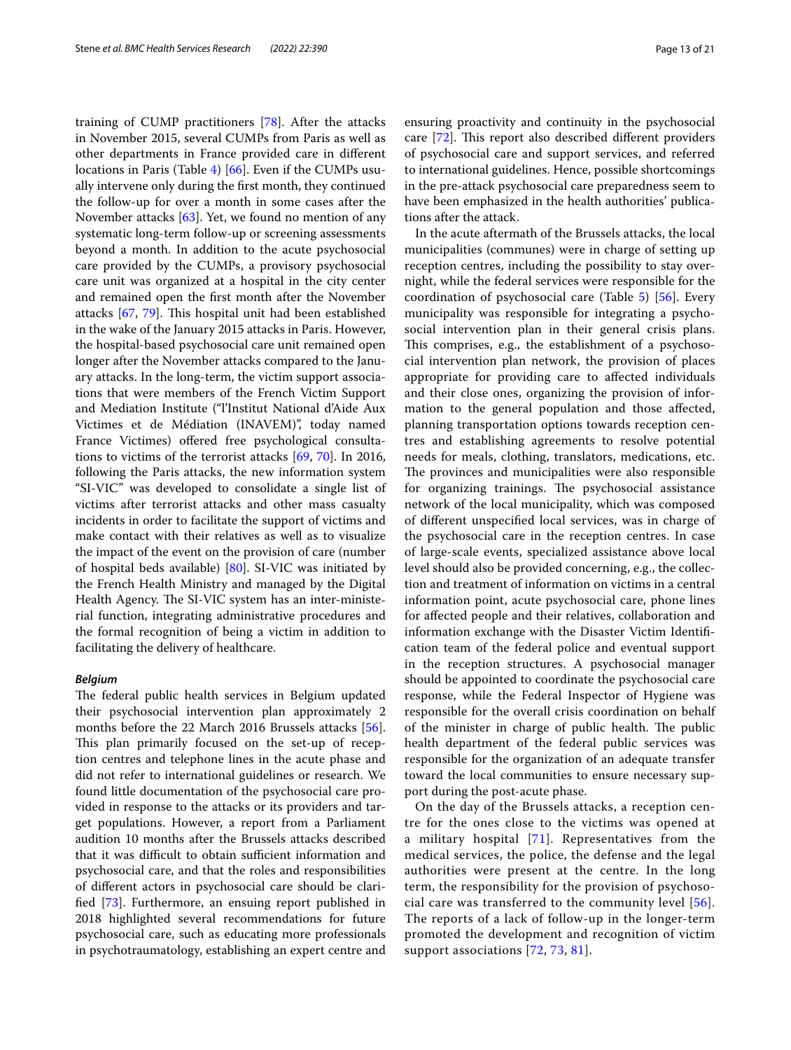training of CUMP practitioners [78]. After the attacks in November 2015, several CUMPs from Paris as well as other departments in France provided care in different locations in Paris (Table 4) [66]. Even if the CUMPs usually intervene only during the first month, they continued the follow-up for over a month in some cases after the November attacks [63]. Yet, we found no mention of any systematic long-term follow-up or screening assessments beyond a month. In addition to the acute psychosocial care provided by the CUMPs, a provisory psychosocial care unit was organized at a hospital in the city center and remained open the first month after the November attacks [67, 79]. This hospital unit had been established in the wake of the January 2015 attacks in Paris. However, the hospital-based psychosocial care unit remained open longer after the November attacks compared to the January attacks. In the long-term, the victim support associations that were members of the French Victim Support and Mediation Institute ("l'Institut National d'Aide Aux Victimes et de Médiation (INAVEM)", today named France Victimes) offered free psychological consultations to victims of the terrorist attacks [69, 70]. In 2016, following the Paris attacks, the new information system "SI-VIC" was developed to consolidate a single list of victims after terrorist attacks and other mass casualty incidents in order to facilitate the support of victims and make contact with their relatives as well as to visualize the impact of the event on the provision of care (number of hospital beds available) [80]. SI-VIC was initiated by the French Health Ministry and managed by the Digital Health Agency. The SI-VIC system has an inter-ministerial function, integrating administrative procedures and the formal recognition of being a victim in addition to facilitating the delivery of healthcare.

#### *Belgium*

The federal public health services in Belgium updated their psychosocial intervention plan approximately 2 months before the 22 March 2016 Brussels attacks [56]. This plan primarily focused on the set-up of reception centres and telephone lines in the acute phase and did not refer to international guidelines or research. We found little documentation of the psychosocial care provided in response to the attacks or its providers and target populations. However, a report from a Parliament audition 10 months after the Brussels attacks described that it was difficult to obtain sufficient information and psychosocial care, and that the roles and responsibilities of different actors in psychosocial care should be clarified [73]. Furthermore, an ensuing report published in 2018 highlighted several recommendations for future psychosocial care, such as educating more professionals in psychotraumatology, establishing an expert centre and ensuring proactivity and continuity in the psychosocial care [72]. This report also described different providers of psychosocial care and support services, and referred to international guidelines. Hence, possible shortcomings in the pre-attack psychosocial care preparedness seem to have been emphasized in the health authorities' publications after the attack.

In the acute aftermath of the Brussels attacks, the local municipalities (communes) were in charge of setting up reception centres, including the possibility to stay overnight, while the federal services were responsible for the coordination of psychosocial care (Table 5) [56]. Every municipality was responsible for integrating a psychosocial intervention plan in their general crisis plans. This comprises, e.g., the establishment of a psychosocial intervention plan network, the provision of places appropriate for providing care to affected individuals and their close ones, organizing the provision of information to the general population and those affected, planning transportation options towards reception centres and establishing agreements to resolve potential needs for meals, clothing, translators, medications, etc. The provinces and municipalities were also responsible for organizing trainings. The psychosocial assistance network of the local municipality, which was composed of different unspecified local services, was in charge of the psychosocial care in the reception centres. In case of large-scale events, specialized assistance above local level should also be provided concerning, e.g., the collection and treatment of information on victims in a central information point, acute psychosocial care, phone lines for affected people and their relatives, collaboration and information exchange with the Disaster Victim Identification team of the federal police and eventual support in the reception structures. A psychosocial manager should be appointed to coordinate the psychosocial care response, while the Federal Inspector of Hygiene was responsible for the overall crisis coordination on behalf of the minister in charge of public health. The public health department of the federal public services was responsible for the organization of an adequate transfer toward the local communities to ensure necessary support during the post-acute phase.

On the day of the Brussels attacks, a reception centre for the ones close to the victims was opened at a military hospital [71]. Representatives from the medical services, the police, the defense and the legal authorities were present at the centre. In the long term, the responsibility for the provision of psychosocial care was transferred to the community level [56]. The reports of a lack of follow-up in the longer-term promoted the development and recognition of victim support associations [72, 73, 81].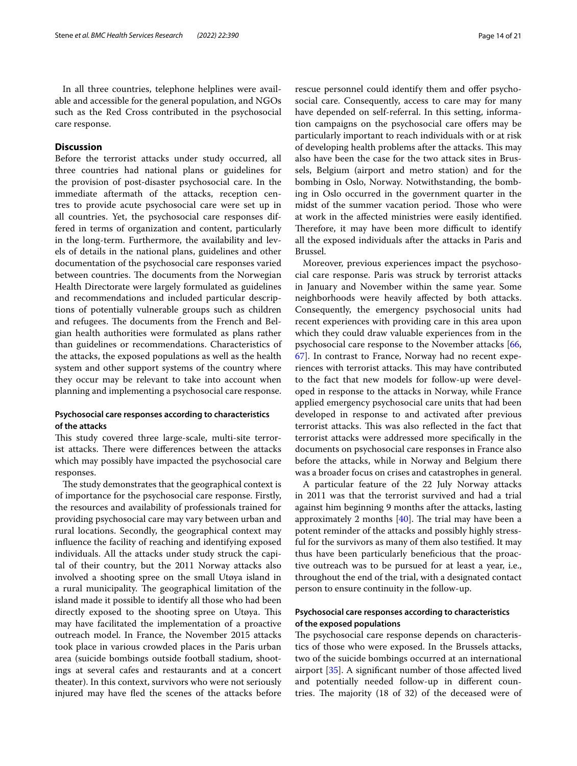In all three countries, telephone helplines were available and accessible for the general population, and NGOs such as the Red Cross contributed in the psychosocial care response.

## Discussion

Before the terrorist attacks under study occurred, all three countries had national plans or guidelines for the provision of post-disaster psychosocial care. In the immediate aftermath of the attacks, reception centres to provide acute psychosocial care were set up in all countries. Yet, the psychosocial care responses differed in terms of organization and content, particularly in the long-term. Furthermore, the availability and levels of details in the national plans, guidelines and other documentation of the psychosocial care responses varied between countries. The documents from the Norwegian Health Directorate were largely formulated as guidelines and recommendations and included particular descriptions of potentially vulnerable groups such as children and refugees. The documents from the French and Belgian health authorities were formulated as plans rather than guidelines or recommendations. Characteristics of the attacks, the exposed populations as well as the health system and other support systems of the country where they occur may be relevant to take into account when planning and implementing a psychosocial care response.

### Psychosocial care responses according to characteristics of the attacks

This study covered three large-scale, multi-site terrorist attacks. There were differences between the attacks which may possibly have impacted the psychosocial care responses.

The study demonstrates that the geographical context is of importance for the psychosocial care response. Firstly, the resources and availability of professionals trained for providing psychosocial care may vary between urban and rural locations. Secondly, the geographical context may influence the facility of reaching and identifying exposed individuals. All the attacks under study struck the capital of their country, but the 2011 Norway attacks also involved a shooting spree on the small Utøya island in a rural municipality. The geographical limitation of the island made it possible to identify all those who had been directly exposed to the shooting spree on Utøya. This may have facilitated the implementation of a proactive outreach model. In France, the November 2015 attacks took place in various crowded places in the Paris urban area (suicide bombings outside football stadium, shootings at several cafes and restaurants and at a concert theater). In this context, survivors who were not seriously injured may have fled the scenes of the attacks before rescue personnel could identify them and offer psychosocial care. Consequently, access to care may for many have depended on self-referral. In this setting, information campaigns on the psychosocial care offers may be particularly important to reach individuals with or at risk of developing health problems after the attacks. This may also have been the case for the two attack sites in Brussels, Belgium (airport and metro station) and for the bombing in Oslo, Norway. Notwithstanding, the bombing in Oslo occurred in the government quarter in the midst of the summer vacation period. Those who were at work in the affected ministries were easily identified. Therefore, it may have been more difficult to identify all the exposed individuals after the attacks in Paris and Brussel.

Moreover, previous experiences impact the psychosocial care response. Paris was struck by terrorist attacks in January and November within the same year. Some neighborhoods were heavily affected by both attacks. Consequently, the emergency psychosocial units had recent experiences with providing care in this area upon which they could draw valuable experiences from in the psychosocial care response to the November attacks [66, 67]. In contrast to France, Norway had no recent experiences with terrorist attacks. This may have contributed to the fact that new models for follow-up were developed in response to the attacks in Norway, while France applied emergency psychosocial care units that had been developed in response to and activated after previous terrorist attacks. This was also reflected in the fact that terrorist attacks were addressed more specifically in the documents on psychosocial care responses in France also before the attacks, while in Norway and Belgium there was a broader focus on crises and catastrophes in general.

A particular feature of the 22 July Norway attacks in 2011 was that the terrorist survived and had a trial against him beginning 9 months after the attacks, lasting approximately 2 months [40]. The trial may have been a potent reminder of the attacks and possibly highly stressful for the survivors as many of them also testified. It may thus have been particularly beneficious that the proactive outreach was to be pursued for at least a year, i.e., throughout the end of the trial, with a designated contact person to ensure continuity in the follow-up.

### Psychosocial care responses according to characteristics of the exposed populations

The psychosocial care response depends on characteristics of those who were exposed. In the Brussels attacks, two of the suicide bombings occurred at an international airport [35]. A significant number of those affected lived and potentially needed follow-up in different countries. The majority (18 of 32) of the deceased were of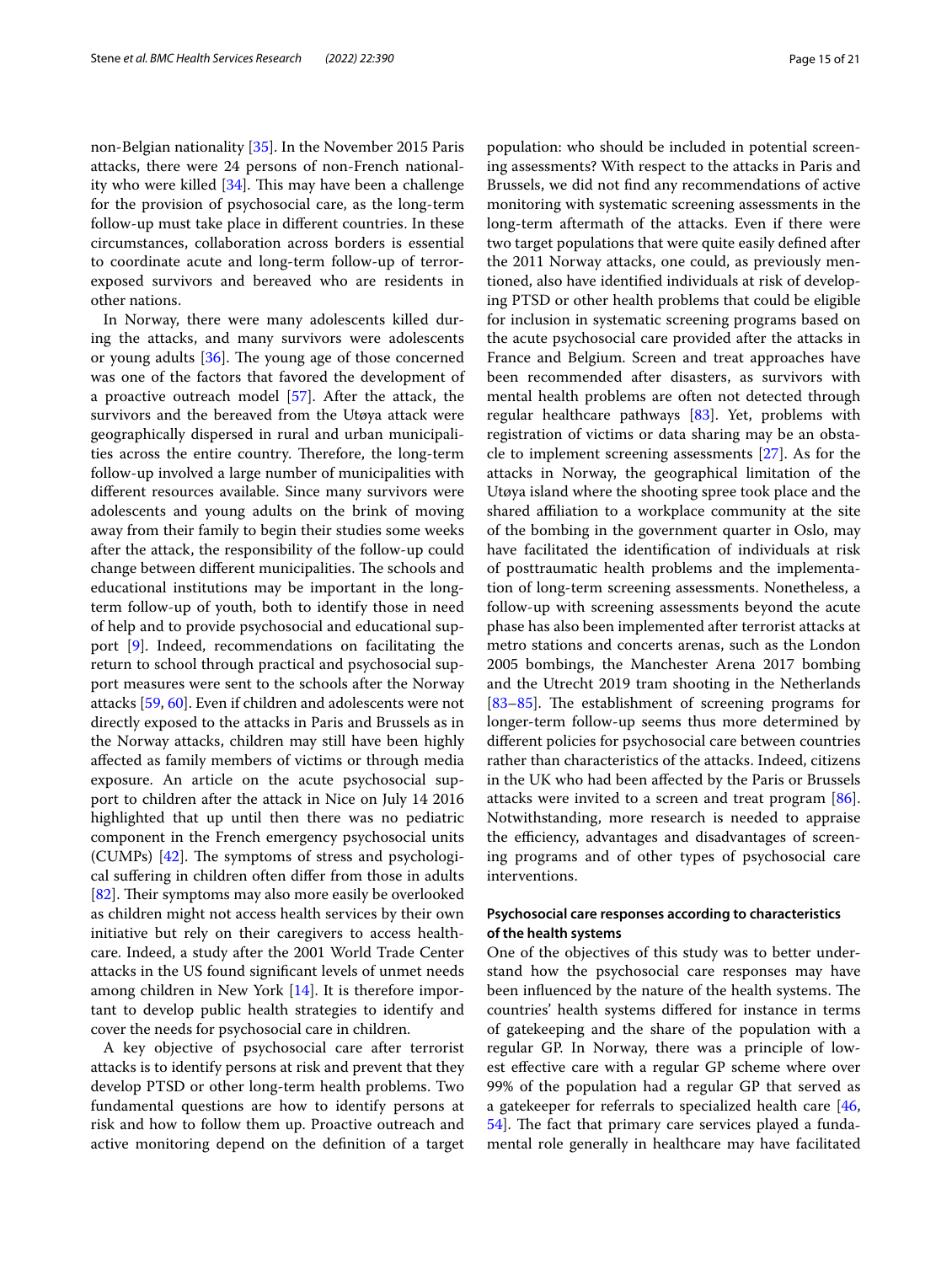non-Belgian nationality [35]. In the November 2015 Paris attacks, there were 24 persons of non-French nationality who were killed [34]. This may have been a challenge for the provision of psychosocial care, as the long-term follow-up must take place in different countries. In these circumstances, collaboration across borders is essential to coordinate acute and long-term follow-up of terror-exposed survivors and bereaved who are residents in other nations.

In Norway, there were many adolescents killed during the attacks, and many survivors were adolescents or young adults [36]. The young age of those concerned was one of the factors that favored the development of a proactive outreach model [57]. After the attack, the survivors and the bereaved from the Utøya attack were geographically dispersed in rural and urban municipalities across the entire country. Therefore, the long-term follow-up involved a large number of municipalities with different resources available. Since many survivors were adolescents and young adults on the brink of moving away from their family to begin their studies some weeks after the attack, the responsibility of the follow-up could change between different municipalities. The schools and educational institutions may be important in the long-term follow-up of youth, both to identify those in need of help and to provide psychosocial and educational support [9]. Indeed, recommendations on facilitating the return to school through practical and psychosocial support measures were sent to the schools after the Norway attacks [59, 60]. Even if children and adolescents were not directly exposed to the attacks in Paris and Brussels as in the Norway attacks, children may still have been highly affected as family members of victims or through media exposure. An article on the acute psychosocial support to children after the attack in Nice on July 14 2016 highlighted that up until then there was no pediatric component in the French emergency psychosocial units (CUMPs) [42]. The symptoms of stress and psychological suffering in children often differ from those in adults [82]. Their symptoms may also more easily be overlooked as children might not access health services by their own initiative but rely on their caregivers to access healthcare. Indeed, a study after the 2001 World Trade Center attacks in the US found significant levels of unmet needs among children in New York [14]. It is therefore important to develop public health strategies to identify and cover the needs for psychosocial care in children.

A key objective of psychosocial care after terrorist attacks is to identify persons at risk and prevent that they develop PTSD or other long-term health problems. Two fundamental questions are how to identify persons at risk and how to follow them up. Proactive outreach and active monitoring depend on the definition of a target population: who should be included in potential screening assessments? With respect to the attacks in Paris and Brussels, we did not find any recommendations of active monitoring with systematic screening assessments in the long-term aftermath of the attacks. Even if there were two target populations that were quite easily defined after the 2011 Norway attacks, one could, as previously mentioned, also have identified individuals at risk of developing PTSD or other health problems that could be eligible for inclusion in systematic screening programs based on the acute psychosocial care provided after the attacks in France and Belgium. Screen and treat approaches have been recommended after disasters, as survivors with mental health problems are often not detected through regular healthcare pathways [83]. Yet, problems with registration of victims or data sharing may be an obstacle to implement screening assessments [27]. As for the attacks in Norway, the geographical limitation of the Utøya island where the shooting spree took place and the shared affiliation to a workplace community at the site of the bombing in the government quarter in Oslo, may have facilitated the identification of individuals at risk of posttraumatic health problems and the implementation of long-term screening assessments. Nonetheless, a follow-up with screening assessments beyond the acute phase has also been implemented after terrorist attacks at metro stations and concerts arenas, such as the London 2005 bombings, the Manchester Arena 2017 bombing and the Utrecht 2019 tram shooting in the Netherlands [83–85]. The establishment of screening programs for longer-term follow-up seems thus more determined by different policies for psychosocial care between countries rather than characteristics of the attacks. Indeed, citizens in the UK who had been affected by the Paris or Brussels attacks were invited to a screen and treat program [86]. Notwithstanding, more research is needed to appraise the efficiency, advantages and disadvantages of screening programs and of other types of psychosocial care interventions.

#### Psychosocial care responses according to characteristics of the health systems

One of the objectives of this study was to better understand how the psychosocial care responses may have been influenced by the nature of the health systems. The countries' health systems differed for instance in terms of gatekeeping and the share of the population with a regular GP. In Norway, there was a principle of lowest effective care with a regular GP scheme where over 99% of the population had a regular GP that served as a gatekeeper for referrals to specialized health care [46, 54]. The fact that primary care services played a fundamental role generally in healthcare may have facilitated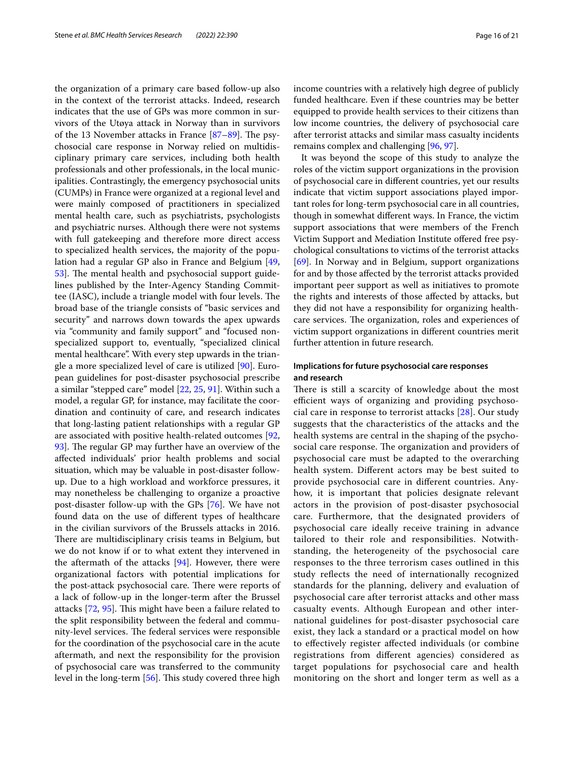the organization of a primary care based follow-up also in the context of the terrorist attacks. Indeed, research indicates that the use of GPs was more common in survivors of the Utøya attack in Norway than in survivors of the 13 November attacks in France [87–89]. The psychosocial care response in Norway relied on multidisciplinary primary care services, including both health professionals and other professionals, in the local municipalities. Contrastingly, the emergency psychosocial units (CUMPs) in France were organized at a regional level and were mainly composed of practitioners in specialized mental health care, such as psychiatrists, psychologists and psychiatric nurses. Although there were not systems with full gatekeeping and therefore more direct access to specialized health services, the majority of the population had a regular GP also in France and Belgium [49, 53]. The mental health and psychosocial support guidelines published by the Inter-Agency Standing Committee (IASC), include a triangle model with four levels. The broad base of the triangle consists of "basic services and security" and narrows down towards the apex upwards via "community and family support" and "focused non-specialized support to, eventually, "specialized clinical mental healthcare". With every step upwards in the triangle a more specialized level of care is utilized [90]. European guidelines for post-disaster psychosocial prescribe a similar "stepped care" model [22, 25, 91]. Within such a model, a regular GP, for instance, may facilitate the coordination and continuity of care, and research indicates that long-lasting patient relationships with a regular GP are associated with positive health-related outcomes [92, 93]. The regular GP may further have an overview of the affected individuals' prior health problems and social situation, which may be valuable in post-disaster follow-up. Due to a high workload and workforce pressures, it may nonetheless be challenging to organize a proactive post-disaster follow-up with the GPs [76]. We have not found data on the use of different types of healthcare in the civilian survivors of the Brussels attacks in 2016. There are multidisciplinary crisis teams in Belgium, but we do not know if or to what extent they intervened in the aftermath of the attacks [94]. However, there were organizational factors with potential implications for the post-attack psychosocial care. There were reports of a lack of follow-up in the longer-term after the Brussel attacks [72, 95]. This might have been a failure related to the split responsibility between the federal and community-level services. The federal services were responsible for the coordination of the psychosocial care in the acute aftermath, and next the responsibility for the provision of psychosocial care was transferred to the community level in the long-term [56]. This study covered three high income countries with a relatively high degree of publicly funded healthcare. Even if these countries may be better equipped to provide health services to their citizens than low income countries, the delivery of psychosocial care after terrorist attacks and similar mass casualty incidents remains complex and challenging [96, 97].

It was beyond the scope of this study to analyze the roles of the victim support organizations in the provision of psychosocial care in different countries, yet our results indicate that victim support associations played important roles for long-term psychosocial care in all countries, though in somewhat different ways. In France, the victim support associations that were members of the French Victim Support and Mediation Institute offered free psychological consultations to victims of the terrorist attacks [69]. In Norway and in Belgium, support organizations for and by those affected by the terrorist attacks provided important peer support as well as initiatives to promote the rights and interests of those affected by attacks, but they did not have a responsibility for organizing healthcare services. The organization, roles and experiences of victim support organizations in different countries merit further attention in future research.

### Implications for future psychosocial care responses and research

There is still a scarcity of knowledge about the most efficient ways of organizing and providing psychosocial care in response to terrorist attacks [28]. Our study suggests that the characteristics of the attacks and the health systems are central in the shaping of the psychosocial care response. The organization and providers of psychosocial care must be adapted to the overarching health system. Different actors may be best suited to provide psychosocial care in different countries. Anyhow, it is important that policies designate relevant actors in the provision of post-disaster psychosocial care. Furthermore, that the designated providers of psychosocial care ideally receive training in advance tailored to their role and responsibilities. Notwithstanding, the heterogeneity of the psychosocial care responses to the three terrorism cases outlined in this study reflects the need of internationally recognized standards for the planning, delivery and evaluation of psychosocial care after terrorist attacks and other mass casualty events. Although European and other international guidelines for post-disaster psychosocial care exist, they lack a standard or a practical model on how to effectively register affected individuals (or combine registrations from different agencies) considered as target populations for psychosocial care and health monitoring on the short and longer term as well as a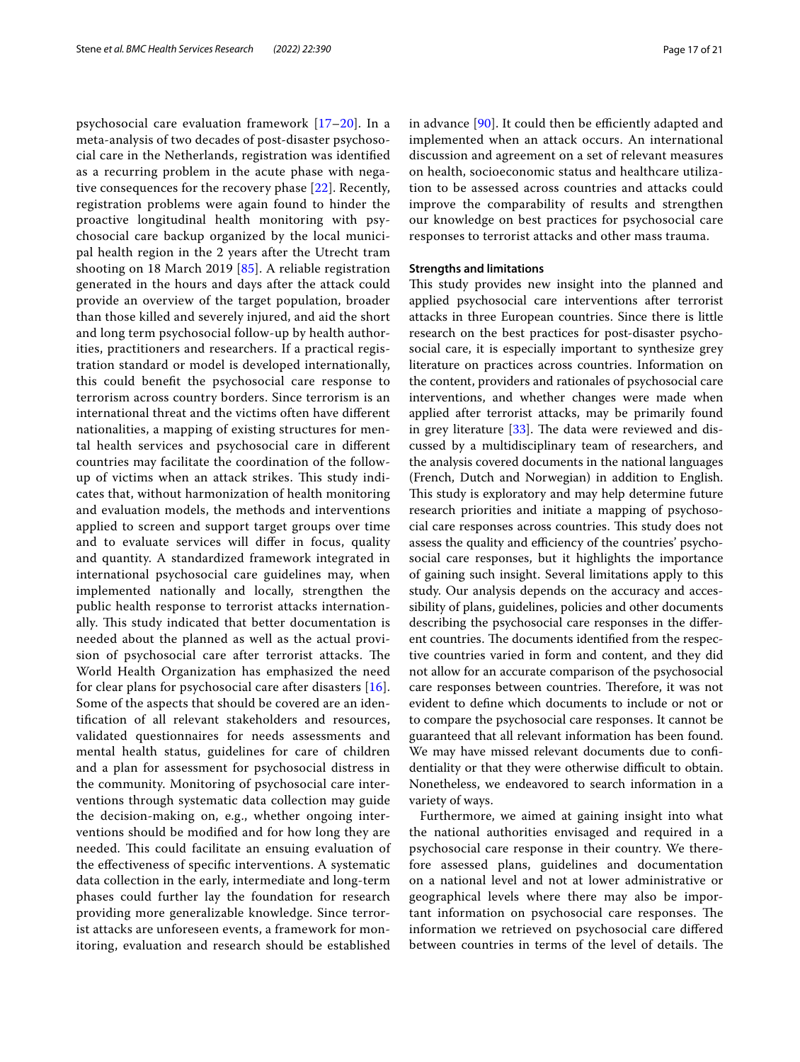psychosocial care evaluation framework [17–20]. In a meta-analysis of two decades of post-disaster psychosocial care in the Netherlands, registration was identified as a recurring problem in the acute phase with negative consequences for the recovery phase [22]. Recently, registration problems were again found to hinder the proactive longitudinal health monitoring with psychosocial care backup organized by the local municipal health region in the 2 years after the Utrecht tram shooting on 18 March 2019 [85]. A reliable registration generated in the hours and days after the attack could provide an overview of the target population, broader than those killed and severely injured, and aid the short and long term psychosocial follow-up by health authorities, practitioners and researchers. If a practical registration standard or model is developed internationally, this could benefit the psychosocial care response to terrorism across country borders. Since terrorism is an international threat and the victims often have different nationalities, a mapping of existing structures for mental health services and psychosocial care in different countries may facilitate the coordination of the follow-up of victims when an attack strikes. This study indicates that, without harmonization of health monitoring and evaluation models, the methods and interventions applied to screen and support target groups over time and to evaluate services will differ in focus, quality and quantity. A standardized framework integrated in international psychosocial care guidelines may, when implemented nationally and locally, strengthen the public health response to terrorist attacks internationally. This study indicated that better documentation is needed about the planned as well as the actual provision of psychosocial care after terrorist attacks. The World Health Organization has emphasized the need for clear plans for psychosocial care after disasters [16]. Some of the aspects that should be covered are an identification of all relevant stakeholders and resources, validated questionnaires for needs assessments and mental health status, guidelines for care of children and a plan for assessment for psychosocial distress in the community. Monitoring of psychosocial care interventions through systematic data collection may guide the decision-making on, e.g., whether ongoing interventions should be modified and for how long they are needed. This could facilitate an ensuing evaluation of the effectiveness of specific interventions. A systematic data collection in the early, intermediate and long-term phases could further lay the foundation for research providing more generalizable knowledge. Since terrorist attacks are unforeseen events, a framework for monitoring, evaluation and research should be established in advance [90]. It could then be efficiently adapted and implemented when an attack occurs. An international discussion and agreement on a set of relevant measures on health, socioeconomic status and healthcare utilization to be assessed across countries and attacks could improve the comparability of results and strengthen our knowledge on best practices for psychosocial care responses to terrorist attacks and other mass trauma.

### Strengths and limitations

This study provides new insight into the planned and applied psychosocial care interventions after terrorist attacks in three European countries. Since there is little research on the best practices for post-disaster psychosocial care, it is especially important to synthesize grey literature on practices across countries. Information on the content, providers and rationales of psychosocial care interventions, and whether changes were made when applied after terrorist attacks, may be primarily found in grey literature [33]. The data were reviewed and discussed by a multidisciplinary team of researchers, and the analysis covered documents in the national languages (French, Dutch and Norwegian) in addition to English. This study is exploratory and may help determine future research priorities and initiate a mapping of psychosocial care responses across countries. This study does not assess the quality and efficiency of the countries' psychosocial care responses, but it highlights the importance of gaining such insight. Several limitations apply to this study. Our analysis depends on the accuracy and accessibility of plans, guidelines, policies and other documents describing the psychosocial care responses in the different countries. The documents identified from the respective countries varied in form and content, and they did not allow for an accurate comparison of the psychosocial care responses between countries. Therefore, it was not evident to define which documents to include or not or to compare the psychosocial care responses. It cannot be guaranteed that all relevant information has been found. We may have missed relevant documents due to confidentiality or that they were otherwise difficult to obtain. Nonetheless, we endeavored to search information in a variety of ways.

Furthermore, we aimed at gaining insight into what the national authorities envisaged and required in a psychosocial care response in their country. We therefore assessed plans, guidelines and documentation on a national level and not at lower administrative or geographical levels where there may also be important information on psychosocial care responses. The information we retrieved on psychosocial care differed between countries in terms of the level of details. The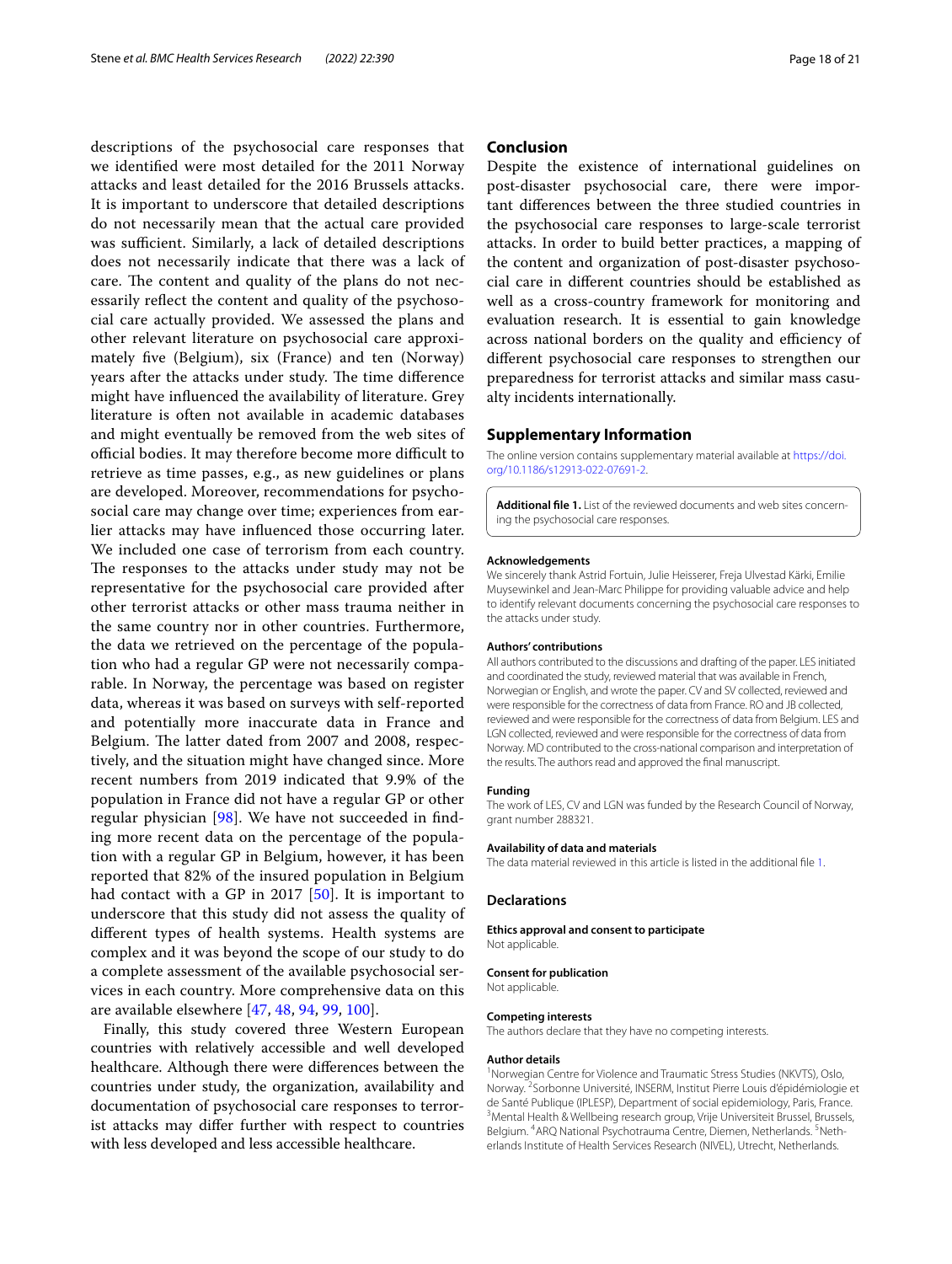descriptions of the psychosocial care responses that we identified were most detailed for the 2011 Norway attacks and least detailed for the 2016 Brussels attacks. It is important to underscore that detailed descriptions do not necessarily mean that the actual care provided was sufficient. Similarly, a lack of detailed descriptions does not necessarily indicate that there was a lack of care. The content and quality of the plans do not necessarily reflect the content and quality of the psychosocial care actually provided. We assessed the plans and other relevant literature on psychosocial care approximately five (Belgium), six (France) and ten (Norway) years after the attacks under study. The time difference might have influenced the availability of literature. Grey literature is often not available in academic databases and might eventually be removed from the web sites of official bodies. It may therefore become more difficult to retrieve as time passes, e.g., as new guidelines or plans are developed. Moreover, recommendations for psychosocial care may change over time; experiences from earlier attacks may have influenced those occurring later. We included one case of terrorism from each country. The responses to the attacks under study may not be representative for the psychosocial care provided after other terrorist attacks or other mass trauma neither in the same country nor in other countries. Furthermore, the data we retrieved on the percentage of the population who had a regular GP were not necessarily comparable. In Norway, the percentage was based on register data, whereas it was based on surveys with self-reported and potentially more inaccurate data in France and Belgium. The latter dated from 2007 and 2008, respectively, and the situation might have changed since. More recent numbers from 2019 indicated that 9.9% of the population in France did not have a regular GP or other regular physician [98]. We have not succeeded in finding more recent data on the percentage of the population with a regular GP in Belgium, however, it has been reported that 82% of the insured population in Belgium had contact with a GP in 2017 [50]. It is important to underscore that this study did not assess the quality of different types of health systems. Health systems are complex and it was beyond the scope of our study to do a complete assessment of the available psychosocial services in each country. More comprehensive data on this are available elsewhere [47, 48, 94, 99, 100].

Finally, this study covered three Western European countries with relatively accessible and well developed healthcare. Although there were differences between the countries under study, the organization, availability and documentation of psychosocial care responses to terrorist attacks may differ further with respect to countries with less developed and less accessible healthcare.

## Conclusion

Despite the existence of international guidelines on post-disaster psychosocial care, there were important differences between the three studied countries in the psychosocial care responses to large-scale terrorist attacks. In order to build better practices, a mapping of the content and organization of post-disaster psychosocial care in different countries should be established as well as a cross-country framework for monitoring and evaluation research. It is essential to gain knowledge across national borders on the quality and efficiency of different psychosocial care responses to strengthen our preparedness for terrorist attacks and similar mass casualty incidents internationally.

## Supplementary Information

The online version contains supplementary material available at https://doi.org/10.1186/s12913-022-07691-2.

**Additional file 1.** List of the reviewed documents and web sites concerning the psychosocial care responses.

#### Acknowledgements

We sincerely thank Astrid Fortuin, Julie Heisserer, Freja Ulvestad Kärki, Emilie Muysewinkel and Jean-Marc Philippe for providing valuable advice and help to identify relevant documents concerning the psychosocial care responses to the attacks under study.

#### Authors' contributions

All authors contributed to the discussions and drafting of the paper. LES initiated and coordinated the study, reviewed material that was available in French, Norwegian or English, and wrote the paper. CV and SV collected, reviewed and were responsible for the correctness of data from France. RO and JB collected, reviewed and were responsible for the correctness of data from Belgium. LES and LGN collected, reviewed and were responsible for the correctness of data from Norway. MD contributed to the cross-national comparison and interpretation of the results. The authors read and approved the final manuscript.

#### Funding

The work of LES, CV and LGN was funded by the Research Council of Norway, grant number 288321.

#### Availability of data and materials

The data material reviewed in this article is listed in the additional file 1.

### Declarations

#### Ethics approval and consent to participate

Not applicable.

#### Consent for publication

Not applicable.

#### Competing interests

The authors declare that they have no competing interests.

#### Author details

[1]Norwegian Centre for Violence and Traumatic Stress Studies (NKVTS), Oslo, Norway. [2]Sorbonne Université, INSERM, Institut Pierre Louis d'épidémiologie et de Santé Publique (IPLESP), Department of social epidemiology, Paris, France. [3]Mental Health & Wellbeing research group, Vrije Universiteit Brussel, Brussels, Belgium. [4]ARQ National Psychotrauma Centre, Diemen, Netherlands. [5]Netherlands Institute of Health Services Research (NIVEL), Utrecht, Netherlands.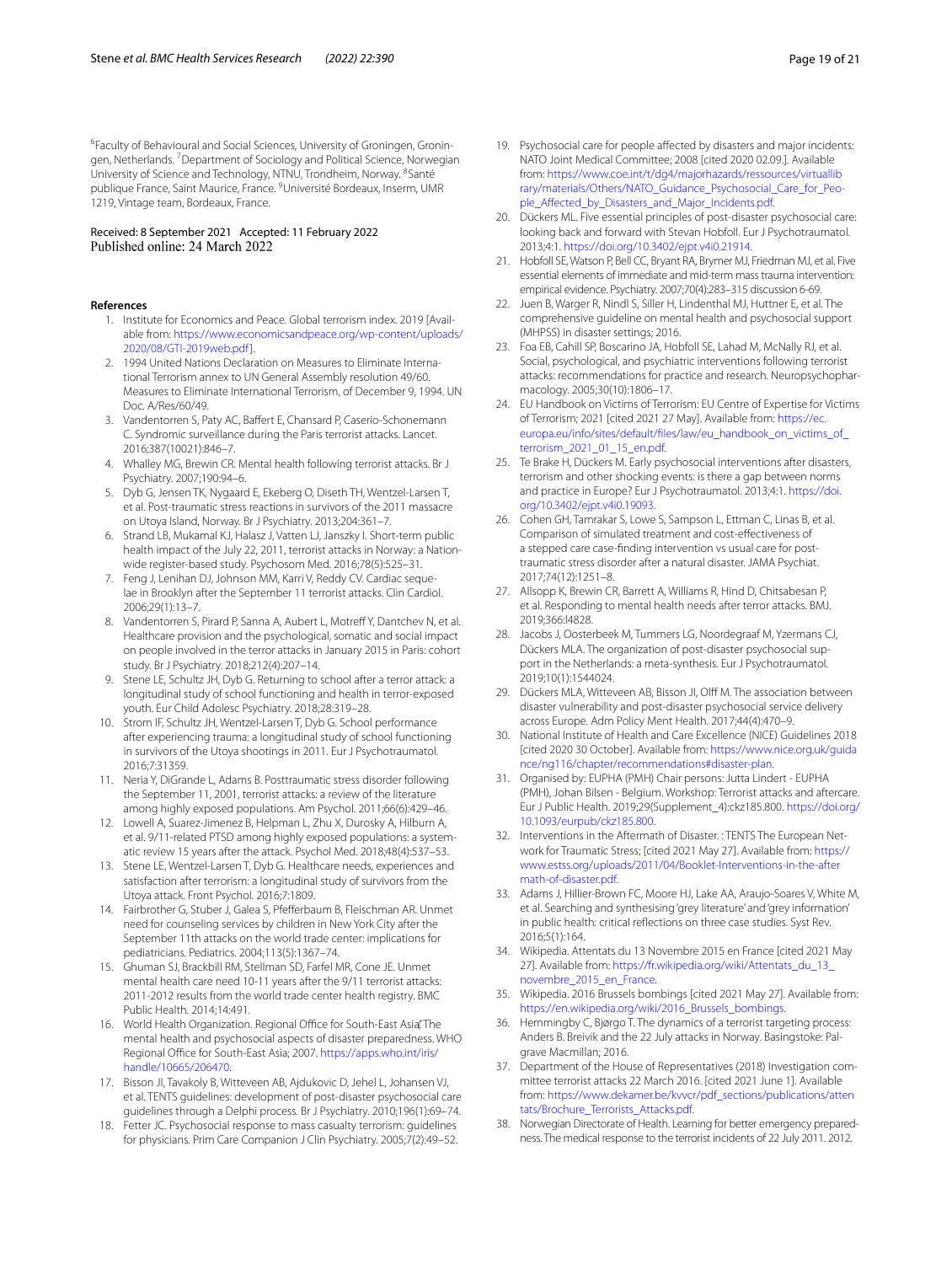[6]Faculty of Behavioural and Social Sciences, University of Groningen, Groningen, Netherlands. [7]Department of Sociology and Political Science, Norwegian University of Science and Technology, NTNU, Trondheim, Norway. [8]Santé publique France, Saint Maurice, France. [9]Université Bordeaux, Inserm, UMR 1219, Vintage team, Bordeaux, France.

Received: 8 September 2021 Accepted: 11 February 2022
Published online: 24 March 2022

**References**

1. Institute for Economics and Peace. Global terrorism index. 2019 [Available from: https://www.economicsandpeace.org/wp-content/uploads/2020/08/GTI-2019web.pdf].
2. 1994 United Nations Declaration on Measures to Eliminate International Terrorism annex to UN General Assembly resolution 49/60. Measures to Eliminate International Terrorism, of December 9, 1994. UN Doc. A/Res/60/49.
3. Vandentorren S, Paty AC, Baffert E, Chansard P, Caserio-Schonemann C. Syndromic surveillance during the Paris terrorist attacks. Lancet. 2016;387(10021):846–7.
4. Whalley MG, Brewin CR. Mental health following terrorist attacks. Br J Psychiatry. 2007;190:94–6.
5. Dyb G, Jensen TK, Nygaard E, Ekeberg O, Diseth TH, Wentzel-Larsen T, et al. Post-traumatic stress reactions in survivors of the 2011 massacre on Utoya Island, Norway. Br J Psychiatry. 2013;204:361–7.
6. Strand LB, Mukamal KJ, Halasz J, Vatten LJ, Janszky I. Short-term public health impact of the July 22, 2011, terrorist attacks in Norway: a Nationwide register-based study. Psychosom Med. 2016;78(5):525–31.
7. Feng J, Lenihan DJ, Johnson MM, Karri V, Reddy CV. Cardiac sequelae in Brooklyn after the September 11 terrorist attacks. Clin Cardiol. 2006;29(1):13–7.
8. Vandentorren S, Pirard P, Sanna A, Aubert L, Motreff Y, Dantchev N, et al. Healthcare provision and the psychological, somatic and social impact on people involved in the terror attacks in January 2015 in Paris: cohort study. Br J Psychiatry. 2018;212(4):207–14.
9. Stene LE, Schultz JH, Dyb G. Returning to school after a terror attack: a longitudinal study of school functioning and health in terror-exposed youth. Eur Child Adolesc Psychiatry. 2018;28:319–28.
10. Strom IF, Schultz JH, Wentzel-Larsen T, Dyb G. School performance after experiencing trauma: a longitudinal study of school functioning in survivors of the Utoya shootings in 2011. Eur J Psychotraumatol. 2016;7:31359.
11. Neria Y, DiGrande L, Adams B. Posttraumatic stress disorder following the September 11, 2001, terrorist attacks: a review of the literature among highly exposed populations. Am Psychol. 2011;66(6):429–46.
12. Lowell A, Suarez-Jimenez B, Helpman L, Zhu X, Durosky A, Hilburn A, et al. 9/11-related PTSD among highly exposed populations: a systematic review 15 years after the attack. Psychol Med. 2018;48(4):537–53.
13. Stene LE, Wentzel-Larsen T, Dyb G. Healthcare needs, experiences and satisfaction after terrorism: a longitudinal study of survivors from the Utoya attack. Front Psychol. 2016;7:1809.
14. Fairbrother G, Stuber J, Galea S, Pfefferbaum B, Fleischman AR. Unmet need for counseling services by children in New York City after the September 11th attacks on the world trade center: implications for pediatricians. Pediatrics. 2004;113(5):1367–74.
15. Ghuman SJ, Brackbill RM, Stellman SD, Farfel MR, Cone JE. Unmet mental health care need 10-11 years after the 9/11 terrorist attacks: 2011-2012 results from the world trade center health registry. BMC Public Health. 2014;14:491.
16. World Health Organization. Regional Office for South-East Asia; The mental health and psychosocial aspects of disaster preparedness. WHO Regional Office for South-East Asia; 2007. https://apps.who.int/iris/handle/10665/206470.
17. Bisson JI, Tavakoly B, Witteveen AB, Ajdukovic D, Jehel L, Johansen VJ, et al. TENTS guidelines: development of post-disaster psychosocial care guidelines through a Delphi process. Br J Psychiatry. 2010;196(1):69–74.
18. Fetter JC. Psychosocial response to mass casualty terrorism: guidelines for physicians. Prim Care Companion J Clin Psychiatry. 2005;7(2):49–52.
19. Psychosocial care for people affected by disasters and major incidents: NATO Joint Medical Committee; 2008 [cited 2020 02.09.]. Available from: https://www.coe.int/t/dg4/majorhazards/ressources/virtuallibrary/materials/Others/NATO_Guidance_Psychosocial_Care_for_People_Affected_by_Disasters_and_Major_Incidents.pdf.
20. Dückers ML. Five essential principles of post-disaster psychosocial care: looking back and forward with Stevan Hobfoll. Eur J Psychotraumatol. 2013;4:1. https://doi.org/10.3402/ejpt.v4i0.21914.
21. Hobfoll SE, Watson P, Bell CC, Bryant RA, Brymer MJ, Friedman MJ, et al. Five essential elements of immediate and mid-term mass trauma intervention: empirical evidence. Psychiatry. 2007;70(4):283–315 discussion 6-69.
22. Juen B, Warger R, Nindl S, Siller H, Lindenthal MJ, Huttner E, et al. The comprehensive guideline on mental health and psychosocial support (MHPSS) in disaster settings; 2016.
23. Foa EB, Cahill SP, Boscarino JA, Hobfoll SE, Lahad M, McNally RJ, et al. Social, psychological, and psychiatric interventions following terrorist attacks: recommendations for practice and research. Neuropsychopharmacology. 2005;30(10):1806–17.
24. EU Handbook on Victims of Terrorism: EU Centre of Expertise for Victims of Terrorism; 2021 [cited 2021 27 May]. Available from: https://ec.europa.eu/info/sites/default/files/law/eu_handbook_on_victims_of_terrorism_2021_01_15_en.pdf.
25. Te Brake H, Dückers M. Early psychosocial interventions after disasters, terrorism and other shocking events: is there a gap between norms and practice in Europe? Eur J Psychotraumatol. 2013;4:1. https://doi.org/10.3402/ejpt.v4i0.19093.
26. Cohen GH, Tamrakar S, Lowe S, Sampson L, Ettman C, Linas B, et al. Comparison of simulated treatment and cost-effectiveness of a stepped care case-finding intervention vs usual care for posttraumatic stress disorder after a natural disaster. JAMA Psychiat. 2017;74(12):1251–8.
27. Allsopp K, Brewin CR, Barrett A, Williams R, Hind D, Chitsabesan P, et al. Responding to mental health needs after terror attacks. BMJ. 2019;366:l4828.
28. Jacobs J, Oosterbeek M, Tummers LG, Noordegraaf M, Yzermans CJ, Dückers MLA. The organization of post-disaster psychosocial support in the Netherlands: a meta-synthesis. Eur J Psychotraumatol. 2019;10(1):1544024.
29. Dückers MLA, Witteveen AB, Bisson JI, Olff M. The association between disaster vulnerability and post-disaster psychosocial service delivery across Europe. Adm Policy Ment Health. 2017;44(4):470–9.
30. National Institute of Health and Care Excellence (NICE) Guidelines 2018 [cited 2020 30 October]. Available from: https://www.nice.org.uk/guidance/ng116/chapter/recommendations#disaster-plan.
31. Organised by: EUPHA (PMH) Chair persons: Jutta Lindert - EUPHA (PMH), Johan Bilsen - Belgium. Workshop: Terrorist attacks and aftercare. Eur J Public Health. 2019;29(Supplement_4):ckz185.800. https://doi.org/10.1093/eurpub/ckz185.800.
32. Interventions in the Aftermath of Disaster. : TENTS The European Network for Traumatic Stress; [cited 2021 May 27]. Available from: https://www.estss.org/uploads/2011/04/Booklet-Interventions-in-the-aftermath-of-disaster.pdf.
33. Adams J, Hillier-Brown FC, Moore HJ, Lake AA, Araujo-Soares V, White M, et al. Searching and synthesising 'grey literature' and 'grey information' in public health: critical reflections on three case studies. Syst Rev. 2016;5(1):164.
34. Wikipedia. Attentats du 13 Novembre 2015 en France [cited 2021 May 27]. Available from: https://fr.wikipedia.org/wiki/Attentats_du_13_novembre_2015_en_France.
35. Wikipedia. 2016 Brussels bombings [cited 2021 May 27]. Available from: https://en.wikipedia.org/wiki/2016_Brussels_bombings.
36. Hemmingby C, Bjørgo T. The dynamics of a terrorist targeting process: Anders B. Breivik and the 22 July attacks in Norway. Basingstoke: Palgrave Macmillan; 2016.
37. Department of the House of Representatives (2018) Investigation committee terrorist attacks 22 March 2016. [cited 2021 June 1]. Available from: https://www.dekamer.be/kvvcr/pdf_sections/publications/attentats/Brochure_Terrorists_Attacks.pdf.
38. Norwegian Directorate of Health. Learning for better emergency preparedness. The medical response to the terrorist incidents of 22 July 2011. 2012.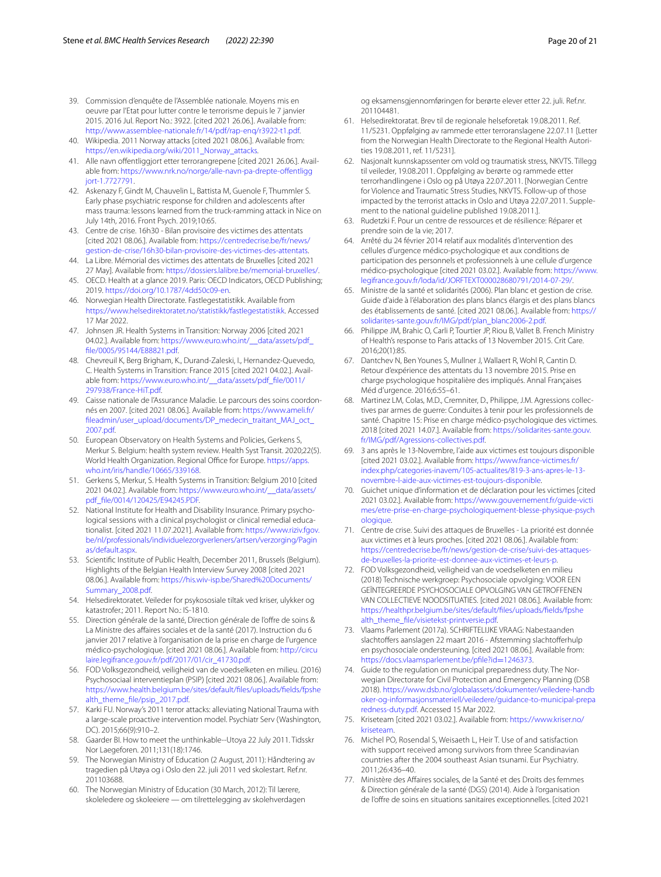39. Commission d'enquête de l'Assemblée nationale. Moyens mis en oeuvre par l'Etat pour lutter contre le terrorisme depuis le 7 janvier 2015. 2016 Jul. Report No.: 3922. [cited 2021 26.06.]. Available from: http://www.assemblee-nationale.fr/14/pdf/rap-enq/r3922-t1.pdf.
40. Wikipedia. 2011 Norway attacks [cited 2021 08.06.]. Available from: https://en.wikipedia.org/wiki/2011_Norway_attacks.
41. Alle navn offentliggjort etter terrorangrepene [cited 2021 26.06.]. Available from: https://www.nrk.no/norge/alle-navn-pa-drepte-offentliggjort-1.7727791.
42. Askenazy F, Gindt M, Chauvelin L, Battista M, Guenole F, Thummler S. Early phase psychiatric response for children and adolescents after mass trauma: lessons learned from the truck-ramming attack in Nice on July 14th, 2016. Front Psych. 2019;10:65.
43. Centre de crise. 16h30 - Bilan provisoire des victimes des attentats [cited 2021 08.06.]. Available from: https://centredecrise.be/fr/news/gestion-de-crise/16h30-bilan-provisoire-des-victimes-des-attentats.
44. La Libre. Mémorial des victimes des attentats de Bruxelles [cited 2021 27 May]. Available from: https://dossiers.lalibre.be/memorial-bruxelles/.
45. OECD. Health at a glance 2019. Paris: OECD Indicators, OECD Publishing; 2019. https://doi.org/10.1787/4dd50c09-en.
46. Norwegian Health Directorate. Fastlegestatistikk. Available from https://www.helsedirektoratet.no/statistikk/fastlegestatistikk. Accessed 17 Mar 2022.
47. Johnsen JR. Health Systems in Transition: Norway 2006 [cited 2021 04.02.]. Available from: https://www.euro.who.int/__data/assets/pdf_file/0005/95144/E88821.pdf.
48. Chevreuil K, Berg Brigham, K., Durand-Zaleski, I., Hernandez-Quevedo, C. Health Systems in Transition: France 2015 [cited 2021 04.02.]. Available from: https://www.euro.who.int/__data/assets/pdf_file/0011/297938/France-HiT.pdf.
49. Caisse nationale de l'Assurance Maladie. Le parcours des soins coordonnés en 2007. [cited 2021 08.06.]. Available from: https://www.ameli.fr/fileadmin/user_upload/documents/DP_medecin_traitant_MAJ_oct_2007.pdf.
50. European Observatory on Health Systems and Policies, Gerkens S, Merkur S. Belgium: health system review. Health Syst Transit. 2020;22(5). World Health Organization. Regional Office for Europe. https://apps.who.int/iris/handle/10665/339168.
51. Gerkens S, Merkur, S. Health Systems in Transition: Belgium 2010 [cited 2021 04.02.]. Available from: https://www.euro.who.int/__data/assets/pdf_file/0014/120425/E94245.PDF.
52. National Institute for Health and Disability Insurance. Primary psychological sessions with a clinical psychologist or clinical remedial educationalist. [cited 2021 11.07.2021]. Available from: https://www.riziv.fgov.be/nl/professionals/individuelezorgverleners/artsen/verzorging/Paginas/default.aspx.
53. Scientific Institute of Public Health, December 2011, Brussels (Belgium). Highlights of the Belgian Health Interview Survey 2008 [cited 2021 08.06.]. Available from: https://his.wiv-isp.be/Shared%20Documents/Summary_2008.pdf.
54. Helsedirektoratet. Veileder for psykososiale tiltak ved kriser, ulykker og katastrofer.; 2011. Report No.: IS-1810.
55. Direction générale de la santé, Direction générale de l'offre de soins & La Ministre des affaires sociales et de la santé (2017). Instruction du 6 janvier 2017 relative à l'organisation de la prise en charge de l'urgence médico-psychologique. [cited 2021 08.06.]. Available from: http://circulaire.legifrance.gouv.fr/pdf/2017/01/cir_41730.pdf.
56. FOD Volksgezondheid, veiligheid van de voedselketen en milieu. (2016) Psychosociaal interventieplan (PSIP) [cited 2021 08.06.]. Available from: https://www.health.belgium.be/sites/default/files/uploads/fields/fpshealth_theme_file/psip_2017.pdf.
57. Karki FU. Norway's 2011 terror attacks: alleviating National Trauma with a large-scale proactive intervention model. Psychiatr Serv (Washington, DC). 2015;66(9):910–2.
58. Gaarder BI. How to meet the unthinkable--Utoya 22 July 2011. Tidsskr Nor Laegeforen. 2011;131(18):1746.
59. The Norwegian Ministry of Education (2 August, 2011): Håndtering av tragedien på Utøya og i Oslo den 22. juli 2011 ved skolestart. Ref.nr. 201103688.
60. The Norwegian Ministry of Education (30 March, 2012): Til lærere, skoleledere og skoleeiere — om tilrettelegging av skolehverdagen og eksamensgjennomføringen for berørte elever etter 22. juli. Ref.nr. 201104481.
61. Helsedirektoratet. Brev til de regionale helseforetak 19.08.2011. Ref. 11/5231. Oppfølging av rammede etter terroranslagene 22.07.11 [Letter from the Norwegian Health Directorate to the Regional Health Authorities 19.08.2011, ref. 11/5231].
62. Nasjonalt kunnskapssenter om vold og traumatisk stress, NKVTS. Tillegg til veileder, 19.08.2011. Oppfølging av berørte og rammede etter terrorhandlingene i Oslo og på Utøya 22.07.2011. [Norwegian Centre for Violence and Traumatic Stress Studies, NKVTS. Follow-up of those impacted by the terrorist attacks in Oslo and Utøya 22.07.2011. Supplement to the national guideline published 19.08.2011.].
63. Rudetzki F. Pour un centre de ressources et de résilience: Réparer et prendre soin de la vie; 2017.
64. Arrêté du 24 février 2014 relatif aux modalités d'intervention des cellules d'urgence médico-psychologique et aux conditions de participation des personnels et professionnels à une cellule d'urgence médico-psychologique [cited 2021 03.02.]. Available from: https://www.legifrance.gouv.fr/loda/id/JORFTEXT000028680791/2014-07-29/.
65. Ministre de la santé et solidarités (2006). Plan blanc et gestion de crise. Guide d'aide à l'élaboration des plans blancs élargis et des plans blancs des établissements de santé. [cited 2021 08.06.]. Available from: https://solidarites-sante.gouv.fr/IMG/pdf/plan_blanc2006-2.pdf.
66. Philippe JM, Brahic O, Carli P, Tourtier JP, Riou B, Vallet B. French Ministry of Health's response to Paris attacks of 13 November 2015. Crit Care. 2016;20(1):85.
67. Dantchev N, Ben Younes S, Mullner J, Wallaert R, Wohl R, Cantin D. Retour d'expérience des attentats du 13 novembre 2015. Prise en charge psychologique hospitalière des impliqués. Annal Françaises Méd d'urgence. 2016;6:55–61.
68. Martinez LM, Colas, M.D., Cremniter, D., Philippe, J.M. Agressions collectives par armes de guerre: Conduites à tenir pour les professionnels de santé. Chapitre 15: Prise en charge médico-psychologique des victimes. 2018 [cited 2021 14.07.]. Available from: https://solidarites-sante.gouv.fr/IMG/pdf/Agressions-collectives.pdf.
69. 3 ans après le 13-Novembre, l'aide aux victimes est toujours disponible [cited 2021 03.02.]. Available from: https://www.france-victimes.fr/index.php/categories-inavem/105-actualites/819-3-ans-apres-le-13-novembre-l-aide-aux-victimes-est-toujours-disponible.
70. Guichet unique d'information et de déclaration pour les victimes [cited 2021 03.02.]. Available from: https://www.gouvernement.fr/guide-victimes/etre-prise-en-charge-psychologiquement-blesse-physique-psychologique.
71. Centre de crise. Suivi des attaques de Bruxelles - La priorité est donnée aux victimes et à leurs proches. [cited 2021 08.06.]. Available from: https://centredecrise.be/fr/news/gestion-de-crise/suivi-des-attaques-de-bruxelles-la-priorite-est-donnee-aux-victimes-et-leurs-p.
72. FOD Volksgezondheid, veiligheid van de voedselketen en milieu (2018) Technische werkgroep: Psychosociale opvolging: VOOR EEN GEÏNTEGREERDE PSYCHOSOCIALE OPVOLGING VAN GETROFFENEN VAN COLLECTIEVE NOODSITUATIES. [cited 2021 08.06.]. Available from: https://healthpr.belgium.be/sites/default/files/uploads/fields/fpshealth_theme_file/visietekst-printversie.pdf.
73. Vlaams Parlement (2017a). SCHRIFTELIJKE VRAAG: Nabestaanden slachtoffers aanslagen 22 maart 2016 - Afstemming slachtofferhulp en psychosociale ondersteuning. [cited 2021 08.06.]. Available from: https://docs.vlaamsparlement.be/pfile?id=1246373.
74. Guide to the regulation on municipal preparedness duty. The Norwegian Directorate for Civil Protection and Emergency Planning (DSB 2018). https://www.dsb.no/globalassets/dokumenter/veiledere-handboker-og-informasjonsmateriell/veiledere/guidance-to-municipal-preparedness-duty.pdf. Accessed 15 Mar 2022.
75. Kriseteam [cited 2021 03.02.]. Available from: https://www.kriser.no/kriseteam.
76. Michel PO, Rosendal S, Weisaeth L, Heir T. Use of and satisfaction with support received among survivors from three Scandinavian countries after the 2004 southeast Asian tsunami. Eur Psychiatry. 2011;26:436–40.
77. Ministère des Affaires sociales, de la Santé et des Droits des femmes & Direction générale de la santé (DGS) (2014). Aide à l'organisation de l'offre de soins en situations sanitaires exceptionnelles. [cited 2021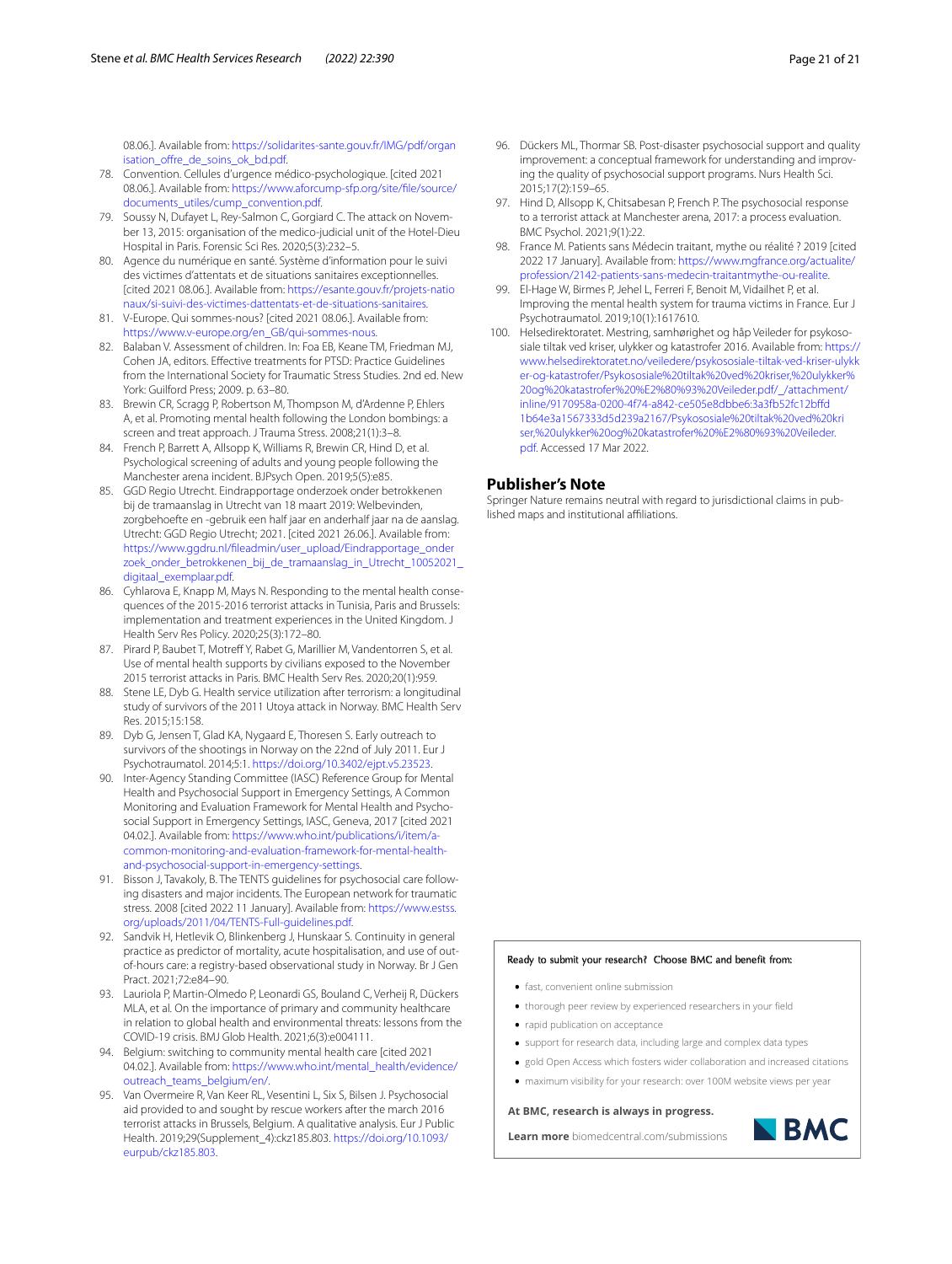08.06.]. Available from: https://solidarites-sante.gouv.fr/IMG/pdf/organisation_offre_de_soins_ok_bd.pdf.

78. Convention. Cellules d'urgence médico-psychologique. [cited 2021 08.06.]. Available from: https://www.aforcump-sfp.org/site/file/source/documents_utiles/cump_convention.pdf.
79. Soussy N, Dufayet L, Rey-Salmon C, Gorgiard C. The attack on November 13, 2015: organisation of the medico-judicial unit of the Hotel-Dieu Hospital in Paris. Forensic Sci Res. 2020;5(3):232–5.
80. Agence du numérique en santé. Système d'information pour le suivi des victimes d'attentats et de situations sanitaires exceptionnelles. [cited 2021 08.06.]. Available from: https://esante.gouv.fr/projets-nationaux/si-suivi-des-victimes-dattentats-et-de-situations-sanitaires.
81. V-Europe. Qui sommes-nous? [cited 2021 08.06.]. Available from: https://www.v-europe.org/en_GB/qui-sommes-nous.
82. Balaban V. Assessment of children. In: Foa EB, Keane TM, Friedman MJ, Cohen JA, editors. Effective treatments for PTSD: Practice Guidelines from the International Society for Traumatic Stress Studies. 2nd ed. New York: Guilford Press; 2009. p. 63–80.
83. Brewin CR, Scragg P, Robertson M, Thompson M, d'Ardenne P, Ehlers A, et al. Promoting mental health following the London bombings: a screen and treat approach. J Trauma Stress. 2008;21(1):3–8.
84. French P, Barrett A, Allsopp K, Williams R, Brewin CR, Hind D, et al. Psychological screening of adults and young people following the Manchester arena incident. BJPsych Open. 2019;5(5):e85.
85. GGD Regio Utrecht. Eindrapportage onderzoek onder betrokkenen bij de tramaanslag in Utrecht van 18 maart 2019: Welbevinden, zorgbehoefte en -gebruik een half jaar en anderhalf jaar na de aanslag. Utrecht: GGD Regio Utrecht; 2021. [cited 2021 26.06.]. Available from: https://www.ggdru.nl/fileadmin/user_upload/Eindrapportage_onderzoek_onder_betrokkenen_bij_de_tramaanslag_in_Utrecht_10052021_digitaal_exemplaar.pdf.
86. Cyhlarova E, Knapp M, Mays N. Responding to the mental health consequences of the 2015-2016 terrorist attacks in Tunisia, Paris and Brussels: implementation and treatment experiences in the United Kingdom. J Health Serv Res Policy. 2020;25(3):172–80.
87. Pirard P, Baubet T, Motreff Y, Rabet G, Marillier M, Vandentorren S, et al. Use of mental health supports by civilians exposed to the November 2015 terrorist attacks in Paris. BMC Health Serv Res. 2020;20(1):959.
88. Stene LE, Dyb G. Health service utilization after terrorism: a longitudinal study of survivors of the 2011 Utoya attack in Norway. BMC Health Serv Res. 2015;15:158.
89. Dyb G, Jensen T, Glad KA, Nygaard E, Thoresen S. Early outreach to survivors of the shootings in Norway on the 22nd of July 2011. Eur J Psychotraumatol. 2014;5:1. https://doi.org/10.3402/ejpt.v5.23523.
90. Inter-Agency Standing Committee (IASC) Reference Group for Mental Health and Psychosocial Support in Emergency Settings, A Common Monitoring and Evaluation Framework for Mental Health and Psychosocial Support in Emergency Settings, IASC, Geneva, 2017 [cited 2021 04.02.]. Available from: https://www.who.int/publications/i/item/a-common-monitoring-and-evaluation-framework-for-mental-health-and-psychosocial-support-in-emergency-settings.
91. Bisson J, Tavakoly, B. The TENTS guidelines for psychosocial care following disasters and major incidents. The European network for traumatic stress. 2008 [cited 2022 11 January]. Available from: https://www.estss.org/uploads/2011/04/TENTS-Full-guidelines.pdf.
92. Sandvik H, Hetlevik O, Blinkenberg J, Hunskaar S. Continuity in general practice as predictor of mortality, acute hospitalisation, and use of out-of-hours care: a registry-based observational study in Norway. Br J Gen Pract. 2021;72:e84–90.
93. Lauriola P, Martin-Olmedo P, Leonardi GS, Bouland C, Verheij R, Dückers MLA, et al. On the importance of primary and community healthcare in relation to global health and environmental threats: lessons from the COVID-19 crisis. BMJ Glob Health. 2021;6(3):e004111.
94. Belgium: switching to community mental health care [cited 2021 04.02.]. Available from: https://www.who.int/mental_health/evidence/outreach_teams_belgium/en/.
95. Van Overmeire R, Van Keer RL, Vesentini L, Six S, Bilsen J. Psychosocial aid provided to and sought by rescue workers after the march 2016 terrorist attacks in Brussels, Belgium. A qualitative analysis. Eur J Public Health. 2019;29(Supplement_4):ckz185.803. https://doi.org/10.1093/eurpub/ckz185.803.
96. Dückers ML, Thormar SB. Post-disaster psychosocial support and quality improvement: a conceptual framework for understanding and improving the quality of psychosocial support programs. Nurs Health Sci. 2015;17(2):159–65.
97. Hind D, Allsopp K, Chitsabesan P, French P. The psychosocial response to a terrorist attack at Manchester arena, 2017: a process evaluation. BMC Psychol. 2021;9(1):22.
98. France M. Patients sans Médecin traitant, mythe ou réalité ? 2019 [cited 2022 17 January]. Available from: https://www.mgfrance.org/actualite/profession/2142-patients-sans-medecin-traitantmythe-ou-realite.
99. El-Hage W, Birmes P, Jehel L, Ferreri F, Benoit M, Vidailhet P, et al. Improving the mental health system for trauma victims in France. Eur J Psychotraumatol. 2019;10(1):1617610.
100. Helsedirektoratet. Mestring, samhørighet og håp Veileder for psykososiale tiltak ved kriser, ulykker og katastrofer 2016. Available from: https://www.helsedirektoratet.no/veiledere/psykososiale-tiltak-ved-kriser-ulykker-og-katastrofer/Psykososiale%20tiltak%20ved%20kriser,%20ulykker%20og%20katastrofer%20%E2%80%93%20Veileder.pdf/_/attachment/inline/9170958a-0200-4f74-a842-ce505e8dbbe6:3a3fb52fc12bffd1b64e3a1567333d5d239a2167/Psykososiale%20tiltak%20ved%20kriser,%20ulykker%20og%20katastrofer%20%E2%80%93%20Veileder.pdf. Accessed 17 Mar 2022.

## Publisher's Note

Springer Nature remains neutral with regard to jurisdictional claims in published maps and institutional affiliations.

Ready to submit your research? Choose BMC and benefit from:

- fast, convenient online submission
- thorough peer review by experienced researchers in your field
- rapid publication on acceptance
- support for research data, including large and complex data types
- gold Open Access which fosters wider collaboration and increased citations
- maximum visibility for your research: over 100M website views per year

**At BMC, research is always in progress.**

**Learn more** biomedcentral.com/submissions

BMC